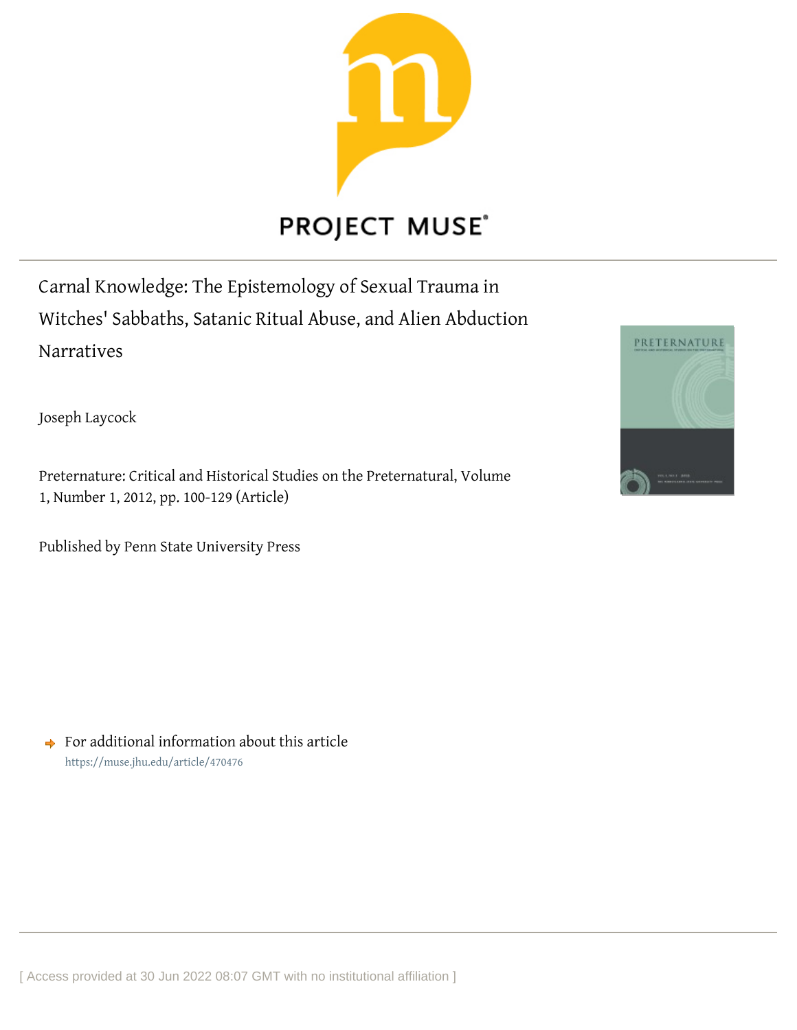PROJECT MUSE

# Carnal Knowledge: The Epistemology of Sexual Trauma in Witches' Sabbaths, Satanic Ritual Abuse, and Alien Abduction Narratives

Joseph Laycock

Preternature: Critical and Historical Studies on the Preternatural, Volume 1, Number 1, 2012, pp. 100-129 (Article)

Published by Penn State University Press

For additional information about this article

https://muse.jhu.edu/article/470476

[ Access provided at 30 Jun 2022 08:07 GMT with no institutional affiliation ]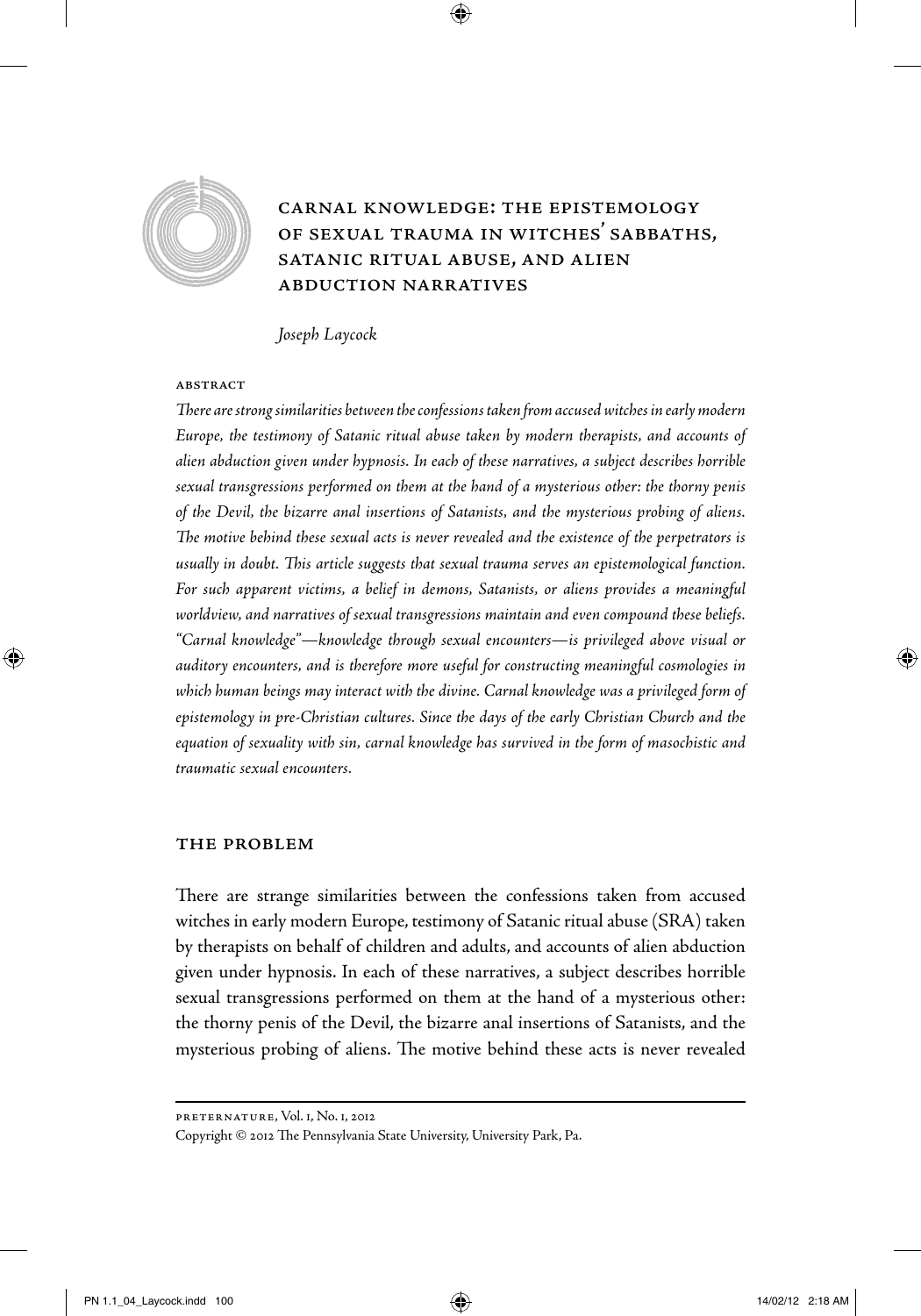# Carnal Knowledge: The Epistemology of Sexual Trauma in Witches' Sabbaths, Satanic Ritual Abuse, and Alien Abduction Narratives

*Joseph Laycock*

## Abstract

*There are strong similarities between the confessions taken from accused witches in early modern Europe, the testimony of Satanic ritual abuse taken by modern therapists, and accounts of alien abduction given under hypnosis. In each of these narratives, a subject describes horrible sexual transgressions performed on them at the hand of a mysterious other: the thorny penis of the Devil, the bizarre anal insertions of Satanists, and the mysterious probing of aliens. The motive behind these sexual acts is never revealed and the existence of the perpetrators is usually in doubt. This article suggests that sexual trauma serves an epistemological function. For such apparent victims, a belief in demons, Satanists, or aliens provides a meaningful worldview, and narratives of sexual transgressions maintain and even compound these beliefs. "Carnal knowledge"—knowledge through sexual encounters—is privileged above visual or auditory encounters, and is therefore more useful for constructing meaningful cosmologies in which human beings may interact with the divine. Carnal knowledge was a privileged form of epistemology in pre-Christian cultures. Since the days of the early Christian Church and the equation of sexuality with sin, carnal knowledge has survived in the form of masochistic and traumatic sexual encounters.*

## The Problem

There are strange similarities between the confessions taken from accused witches in early modern Europe, testimony of Satanic ritual abuse (SRA) taken by therapists on behalf of children and adults, and accounts of alien abduction given under hypnosis. In each of these narratives, a subject describes horrible sexual transgressions performed on them at the hand of a mysterious other: the thorny penis of the Devil, the bizarre anal insertions of Satanists, and the mysterious probing of aliens. The motive behind these acts is never revealed

Preternature, Vol. 1, No. 1, 2012

Copyright © 2012 The Pennsylvania State University, University Park, Pa.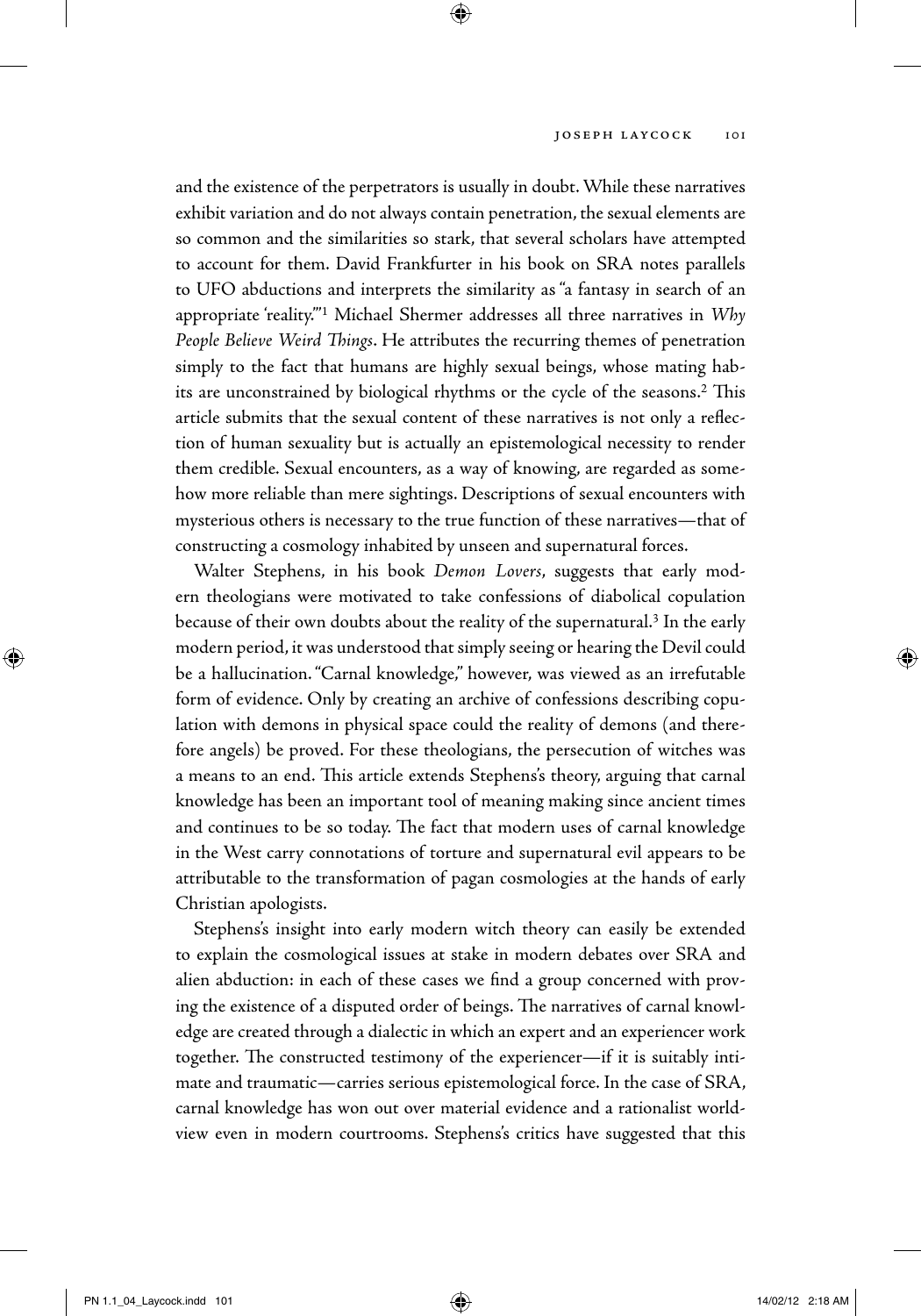and the existence of the perpetrators is usually in doubt. While these narratives exhibit variation and do not always contain penetration, the sexual elements are so common and the similarities so stark, that several scholars have attempted to account for them. David Frankfurter in his book on SRA notes parallels to UFO abductions and interprets the similarity as "a fantasy in search of an appropriate 'reality.'"[1] Michael Shermer addresses all three narratives in *Why People Believe Weird Things*. He attributes the recurring themes of penetration simply to the fact that humans are highly sexual beings, whose mating habits are unconstrained by biological rhythms or the cycle of the seasons.[2] This article submits that the sexual content of these narratives is not only a reflection of human sexuality but is actually an epistemological necessity to render them credible. Sexual encounters, as a way of knowing, are regarded as somehow more reliable than mere sightings. Descriptions of sexual encounters with mysterious others is necessary to the true function of these narratives—that of constructing a cosmology inhabited by unseen and supernatural forces.

Walter Stephens, in his book *Demon Lovers*, suggests that early modern theologians were motivated to take confessions of diabolical copulation because of their own doubts about the reality of the supernatural.[3] In the early modern period, it was understood that simply seeing or hearing the Devil could be a hallucination. "Carnal knowledge," however, was viewed as an irrefutable form of evidence. Only by creating an archive of confessions describing copulation with demons in physical space could the reality of demons (and therefore angels) be proved. For these theologians, the persecution of witches was a means to an end. This article extends Stephens's theory, arguing that carnal knowledge has been an important tool of meaning making since ancient times and continues to be so today. The fact that modern uses of carnal knowledge in the West carry connotations of torture and supernatural evil appears to be attributable to the transformation of pagan cosmologies at the hands of early Christian apologists.

Stephens's insight into early modern witch theory can easily be extended to explain the cosmological issues at stake in modern debates over SRA and alien abduction: in each of these cases we find a group concerned with proving the existence of a disputed order of beings. The narratives of carnal knowledge are created through a dialectic in which an expert and an experiencer work together. The constructed testimony of the experiencer—if it is suitably intimate and traumatic—carries serious epistemological force. In the case of SRA, carnal knowledge has won out over material evidence and a rationalist worldview even in modern courtrooms. Stephens's critics have suggested that this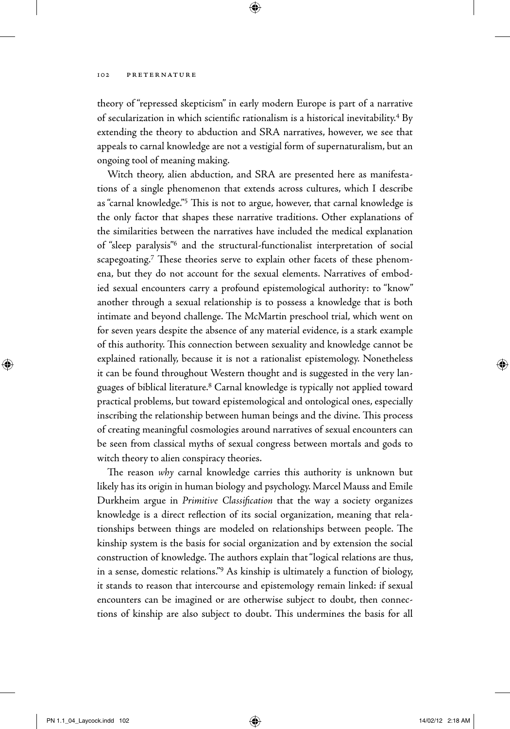theory of "repressed skepticism" in early modern Europe is part of a narrative of secularization in which scientific rationalism is a historical inevitability.[4] By extending the theory to abduction and SRA narratives, however, we see that appeals to carnal knowledge are not a vestigial form of supernaturalism, but an ongoing tool of meaning making.

Witch theory, alien abduction, and SRA are presented here as manifestations of a single phenomenon that extends across cultures, which I describe as "carnal knowledge."[5] This is not to argue, however, that carnal knowledge is the only factor that shapes these narrative traditions. Other explanations of the similarities between the narratives have included the medical explanation of "sleep paralysis"[6] and the structural-functionalist interpretation of social scapegoating.[7] These theories serve to explain other facets of these phenomena, but they do not account for the sexual elements. Narratives of embodied sexual encounters carry a profound epistemological authority: to "know" another through a sexual relationship is to possess a knowledge that is both intimate and beyond challenge. The McMartin preschool trial, which went on for seven years despite the absence of any material evidence, is a stark example of this authority. This connection between sexuality and knowledge cannot be explained rationally, because it is not a rationalist epistemology. Nonetheless it can be found throughout Western thought and is suggested in the very languages of biblical literature.[8] Carnal knowledge is typically not applied toward practical problems, but toward epistemological and ontological ones, especially inscribing the relationship between human beings and the divine. This process of creating meaningful cosmologies around narratives of sexual encounters can be seen from classical myths of sexual congress between mortals and gods to witch theory to alien conspiracy theories.

The reason *why* carnal knowledge carries this authority is unknown but likely has its origin in human biology and psychology. Marcel Mauss and Emile Durkheim argue in *Primitive Classification* that the way a society organizes knowledge is a direct reflection of its social organization, meaning that relationships between things are modeled on relationships between people. The kinship system is the basis for social organization and by extension the social construction of knowledge. The authors explain that "logical relations are thus, in a sense, domestic relations."[9] As kinship is ultimately a function of biology, it stands to reason that intercourse and epistemology remain linked: if sexual encounters can be imagined or are otherwise subject to doubt, then connections of kinship are also subject to doubt. This undermines the basis for all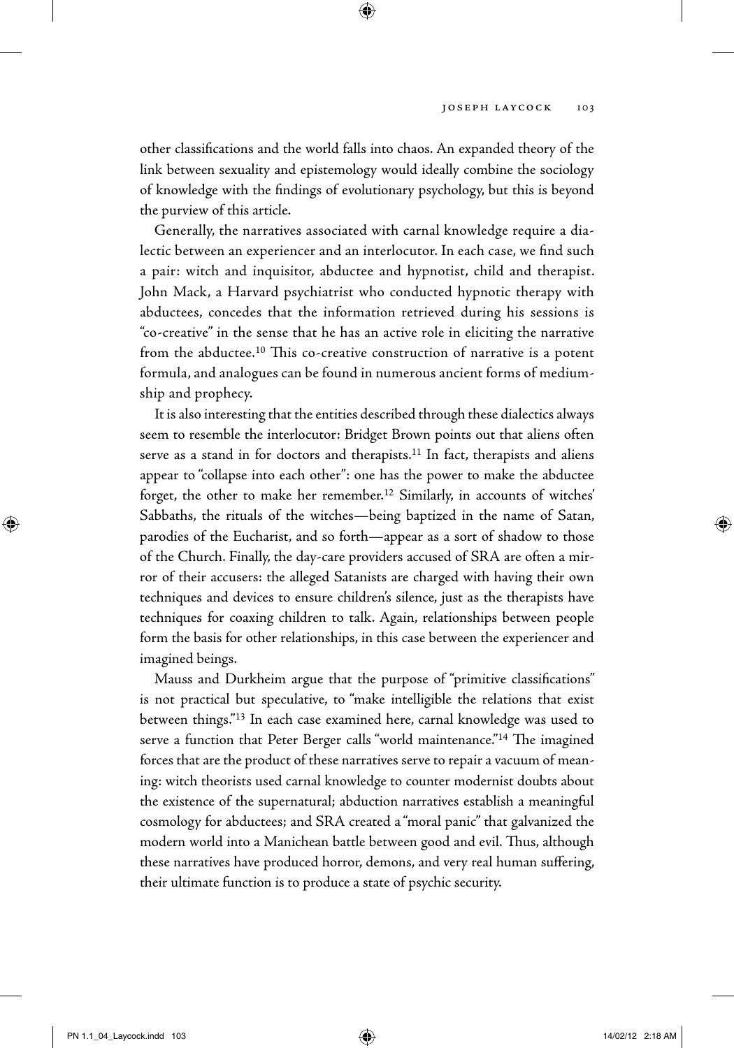other classifications and the world falls into chaos. An expanded theory of the link between sexuality and epistemology would ideally combine the sociology of knowledge with the findings of evolutionary psychology, but this is beyond the purview of this article.

Generally, the narratives associated with carnal knowledge require a dialectic between an experiencer and an interlocutor. In each case, we find such a pair: witch and inquisitor, abductee and hypnotist, child and therapist. John Mack, a Harvard psychiatrist who conducted hypnotic therapy with abductees, concedes that the information retrieved during his sessions is "co-creative" in the sense that he has an active role in eliciting the narrative from the abductee.[10] This co-creative construction of narrative is a potent formula, and analogues can be found in numerous ancient forms of mediumship and prophecy.

It is also interesting that the entities described through these dialectics always seem to resemble the interlocutor: Bridget Brown points out that aliens often serve as a stand in for doctors and therapists.[11] In fact, therapists and aliens appear to "collapse into each other": one has the power to make the abductee forget, the other to make her remember.[12] Similarly, in accounts of witches' Sabbaths, the rituals of the witches—being baptized in the name of Satan, parodies of the Eucharist, and so forth—appear as a sort of shadow to those of the Church. Finally, the day-care providers accused of SRA are often a mirror of their accusers: the alleged Satanists are charged with having their own techniques and devices to ensure children's silence, just as the therapists have techniques for coaxing children to talk. Again, relationships between people form the basis for other relationships, in this case between the experiencer and imagined beings.

Mauss and Durkheim argue that the purpose of "primitive classifications" is not practical but speculative, to "make intelligible the relations that exist between things."[13] In each case examined here, carnal knowledge was used to serve a function that Peter Berger calls "world maintenance."[14] The imagined forces that are the product of these narratives serve to repair a vacuum of meaning: witch theorists used carnal knowledge to counter modernist doubts about the existence of the supernatural; abduction narratives establish a meaningful cosmology for abductees; and SRA created a "moral panic" that galvanized the modern world into a Manichean battle between good and evil. Thus, although these narratives have produced horror, demons, and very real human suffering, their ultimate function is to produce a state of psychic security.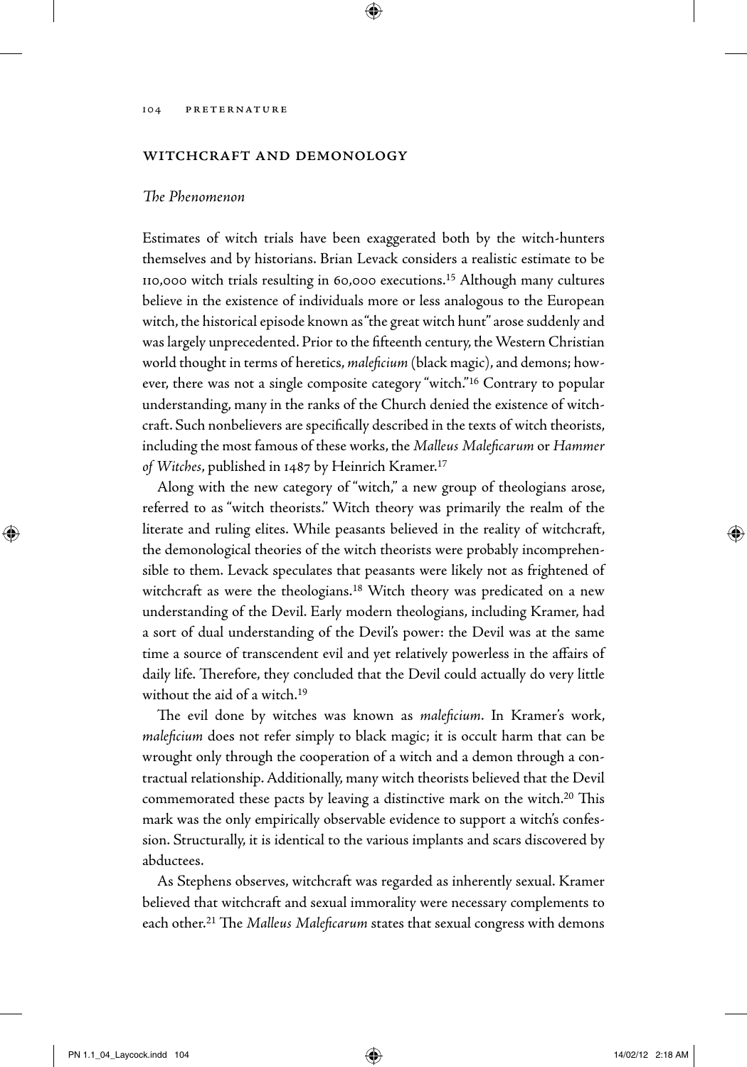## WITCHCRAFT AND DEMONOLOGY

### *The Phenomenon*

Estimates of witch trials have been exaggerated both by the witch-hunters themselves and by historians. Brian Levack considers a realistic estimate to be 110,000 witch trials resulting in 60,000 executions.[15] Although many cultures believe in the existence of individuals more or less analogous to the European witch, the historical episode known as "the great witch hunt" arose suddenly and was largely unprecedented. Prior to the fifteenth century, the Western Christian world thought in terms of heretics, *maleficium* (black magic), and demons; however, there was not a single composite category "witch."[16] Contrary to popular understanding, many in the ranks of the Church denied the existence of witchcraft. Such nonbelievers are specifically described in the texts of witch theorists, including the most famous of these works, the *Malleus Maleficarum* or *Hammer of Witches*, published in 1487 by Heinrich Kramer.[17]

Along with the new category of "witch," a new group of theologians arose, referred to as "witch theorists." Witch theory was primarily the realm of the literate and ruling elites. While peasants believed in the reality of witchcraft, the demonological theories of the witch theorists were probably incomprehensible to them. Levack speculates that peasants were likely not as frightened of witchcraft as were the theologians.[18] Witch theory was predicated on a new understanding of the Devil. Early modern theologians, including Kramer, had a sort of dual understanding of the Devil's power: the Devil was at the same time a source of transcendent evil and yet relatively powerless in the affairs of daily life. Therefore, they concluded that the Devil could actually do very little without the aid of a witch.[19]

The evil done by witches was known as *maleficium*. In Kramer's work, *maleficium* does not refer simply to black magic; it is occult harm that can be wrought only through the cooperation of a witch and a demon through a contractual relationship. Additionally, many witch theorists believed that the Devil commemorated these pacts by leaving a distinctive mark on the witch.[20] This mark was the only empirically observable evidence to support a witch's confession. Structurally, it is identical to the various implants and scars discovered by abductees.

As Stephens observes, witchcraft was regarded as inherently sexual. Kramer believed that witchcraft and sexual immorality were necessary complements to each other.[21] The *Malleus Maleficarum* states that sexual congress with demons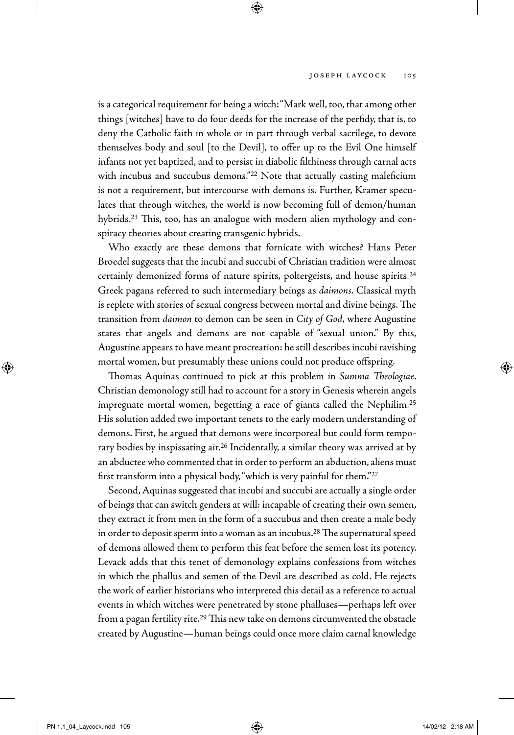is a categorical requirement for being a witch: "Mark well, too, that among other things [witches] have to do four deeds for the increase of the perfidy, that is, to deny the Catholic faith in whole or in part through verbal sacrilege, to devote themselves body and soul [to the Devil], to offer up to the Evil One himself infants not yet baptized, and to persist in diabolic filthiness through carnal acts with incubus and succubus demons."[22] Note that actually casting maleficium is not a requirement, but intercourse with demons is. Further, Kramer speculates that through witches, the world is now becoming full of demon/human hybrids.[23] This, too, has an analogue with modern alien mythology and conspiracy theories about creating transgenic hybrids.

Who exactly are these demons that fornicate with witches? Hans Peter Broedel suggests that the incubi and succubi of Christian tradition were almost certainly demonized forms of nature spirits, poltergeists, and house spirits.[24] Greek pagans referred to such intermediary beings as *daimons*. Classical myth is replete with stories of sexual congress between mortal and divine beings. The transition from *daimon* to demon can be seen in *City of God*, where Augustine states that angels and demons are not capable of "sexual union." By this, Augustine appears to have meant procreation: he still describes incubi ravishing mortal women, but presumably these unions could not produce offspring.

Thomas Aquinas continued to pick at this problem in *Summa Theologiae*. Christian demonology still had to account for a story in Genesis wherein angels impregnate mortal women, begetting a race of giants called the Nephilim.[25] His solution added two important tenets to the early modern understanding of demons. First, he argued that demons were incorporeal but could form temporary bodies by inspissating air.[26] Incidentally, a similar theory was arrived at by an abductee who commented that in order to perform an abduction, aliens must first transform into a physical body, "which is very painful for them."[27]

Second, Aquinas suggested that incubi and succubi are actually a single order of beings that can switch genders at will: incapable of creating their own semen, they extract it from men in the form of a succubus and then create a male body in order to deposit sperm into a woman as an incubus.[28] The supernatural speed of demons allowed them to perform this feat before the semen lost its potency. Levack adds that this tenet of demonology explains confessions from witches in which the phallus and semen of the Devil are described as cold. He rejects the work of earlier historians who interpreted this detail as a reference to actual events in which witches were penetrated by stone phalluses—perhaps left over from a pagan fertility rite.[29] This new take on demons circumvented the obstacle created by Augustine—human beings could once more claim carnal knowledge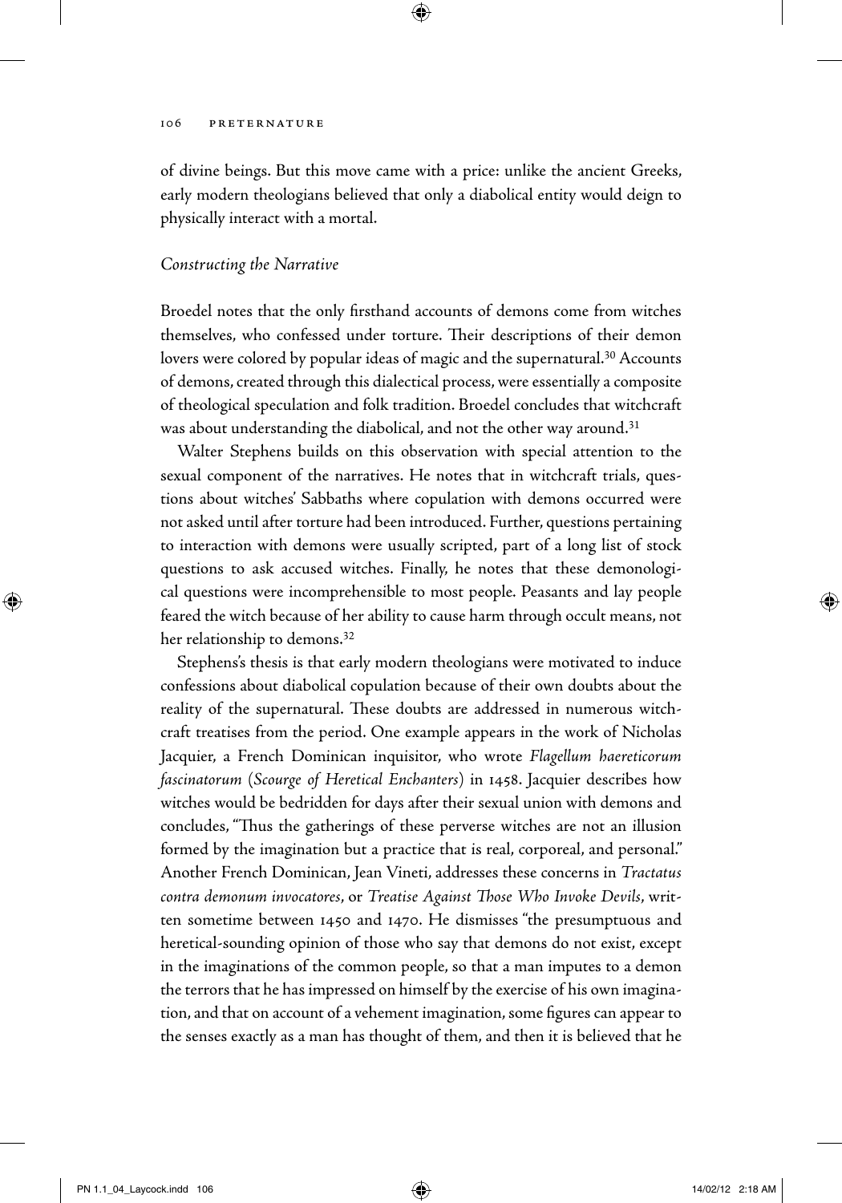of divine beings. But this move came with a price: unlike the ancient Greeks, early modern theologians believed that only a diabolical entity would deign to physically interact with a mortal.

### *Constructing the Narrative*

Broedel notes that the only firsthand accounts of demons come from witches themselves, who confessed under torture. Their descriptions of their demon lovers were colored by popular ideas of magic and the supernatural.[30] Accounts of demons, created through this dialectical process, were essentially a composite of theological speculation and folk tradition. Broedel concludes that witchcraft was about understanding the diabolical, and not the other way around.[31]

Walter Stephens builds on this observation with special attention to the sexual component of the narratives. He notes that in witchcraft trials, questions about witches' Sabbaths where copulation with demons occurred were not asked until after torture had been introduced. Further, questions pertaining to interaction with demons were usually scripted, part of a long list of stock questions to ask accused witches. Finally, he notes that these demonological questions were incomprehensible to most people. Peasants and lay people feared the witch because of her ability to cause harm through occult means, not her relationship to demons.[32]

Stephens's thesis is that early modern theologians were motivated to induce confessions about diabolical copulation because of their own doubts about the reality of the supernatural. These doubts are addressed in numerous witchcraft treatises from the period. One example appears in the work of Nicholas Jacquier, a French Dominican inquisitor, who wrote *Flagellum haereticorum fascinatorum* (*Scourge of Heretical Enchanters*) in 1458. Jacquier describes how witches would be bedridden for days after their sexual union with demons and concludes, "Thus the gatherings of these perverse witches are not an illusion formed by the imagination but a practice that is real, corporeal, and personal." Another French Dominican, Jean Vineti, addresses these concerns in *Tractatus contra demonum invocatores*, or *Treatise Against Those Who Invoke Devils*, written sometime between 1450 and 1470. He dismisses "the presumptuous and heretical-sounding opinion of those who say that demons do not exist, except in the imaginations of the common people, so that a man imputes to a demon the terrors that he has impressed on himself by the exercise of his own imagination, and that on account of a vehement imagination, some figures can appear to the senses exactly as a man has thought of them, and then it is believed that he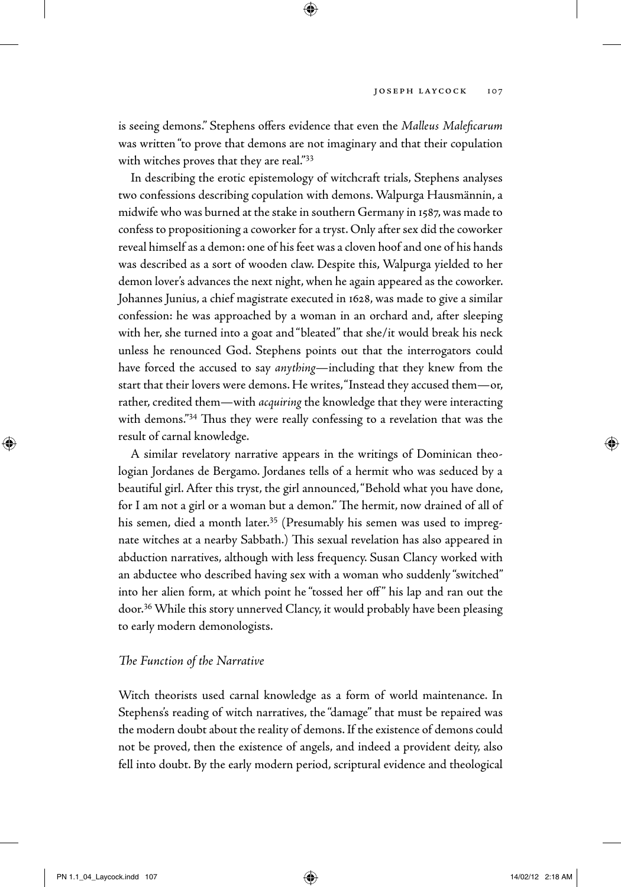is seeing demons." Stephens offers evidence that even the *Malleus Maleficarum* was written "to prove that demons are not imaginary and that their copulation with witches proves that they are real."[33]

In describing the erotic epistemology of witchcraft trials, Stephens analyses two confessions describing copulation with demons. Walpurga Hausmännin, a midwife who was burned at the stake in southern Germany in 1587, was made to confess to propositioning a coworker for a tryst. Only after sex did the coworker reveal himself as a demon: one of his feet was a cloven hoof and one of his hands was described as a sort of wooden claw. Despite this, Walpurga yielded to her demon lover's advances the next night, when he again appeared as the coworker. Johannes Junius, a chief magistrate executed in 1628, was made to give a similar confession: he was approached by a woman in an orchard and, after sleeping with her, she turned into a goat and "bleated" that she/it would break his neck unless he renounced God. Stephens points out that the interrogators could have forced the accused to say *anything*—including that they knew from the start that their lovers were demons. He writes, "Instead they accused them—or, rather, credited them—with *acquiring* the knowledge that they were interacting with demons."[34] Thus they were really confessing to a revelation that was the result of carnal knowledge.

A similar revelatory narrative appears in the writings of Dominican theologian Jordanes de Bergamo. Jordanes tells of a hermit who was seduced by a beautiful girl. After this tryst, the girl announced, "Behold what you have done, for I am not a girl or a woman but a demon." The hermit, now drained of all of his semen, died a month later.[35] (Presumably his semen was used to impregnate witches at a nearby Sabbath.) This sexual revelation has also appeared in abduction narratives, although with less frequency. Susan Clancy worked with an abductee who described having sex with a woman who suddenly "switched" into her alien form, at which point he "tossed her off" his lap and ran out the door.[36] While this story unnerved Clancy, it would probably have been pleasing to early modern demonologists.

### *The Function of the Narrative*

Witch theorists used carnal knowledge as a form of world maintenance. In Stephens's reading of witch narratives, the "damage" that must be repaired was the modern doubt about the reality of demons. If the existence of demons could not be proved, then the existence of angels, and indeed a provident deity, also fell into doubt. By the early modern period, scriptural evidence and theological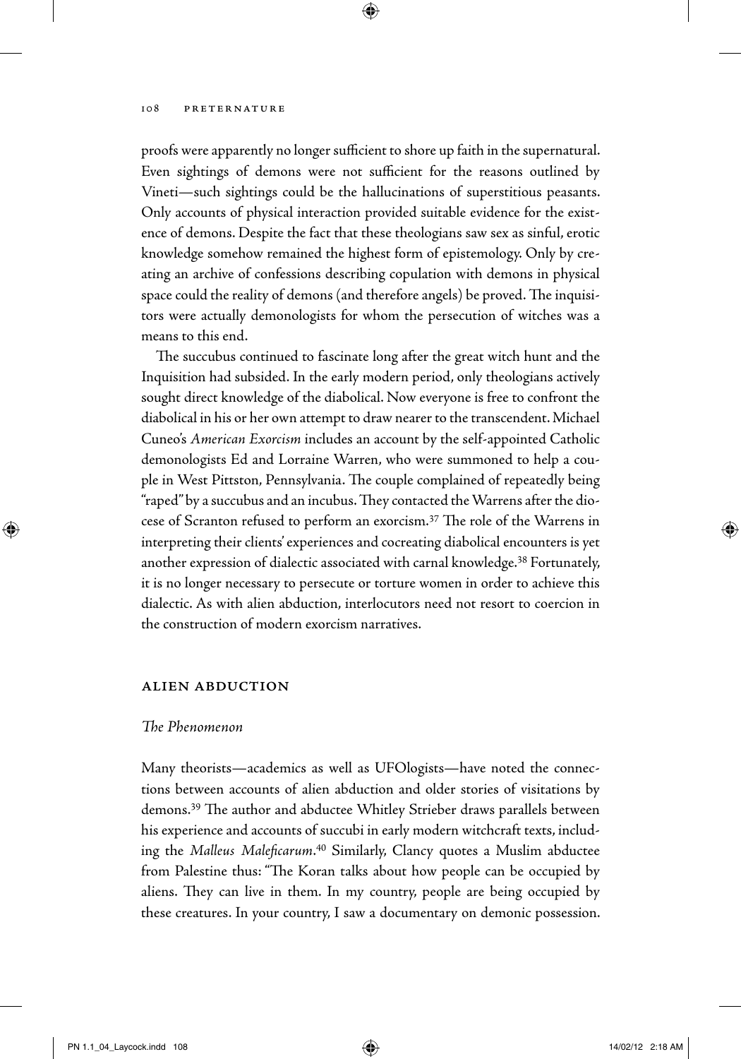proofs were apparently no longer sufficient to shore up faith in the supernatural. Even sightings of demons were not sufficient for the reasons outlined by Vineti—such sightings could be the hallucinations of superstitious peasants. Only accounts of physical interaction provided suitable evidence for the existence of demons. Despite the fact that these theologians saw sex as sinful, erotic knowledge somehow remained the highest form of epistemology. Only by creating an archive of confessions describing copulation with demons in physical space could the reality of demons (and therefore angels) be proved. The inquisitors were actually demonologists for whom the persecution of witches was a means to this end.

The succubus continued to fascinate long after the great witch hunt and the Inquisition had subsided. In the early modern period, only theologians actively sought direct knowledge of the diabolical. Now everyone is free to confront the diabolical in his or her own attempt to draw nearer to the transcendent. Michael Cuneo's *American Exorcism* includes an account by the self-appointed Catholic demonologists Ed and Lorraine Warren, who were summoned to help a couple in West Pittston, Pennsylvania. The couple complained of repeatedly being "raped" by a succubus and an incubus. They contacted the Warrens after the diocese of Scranton refused to perform an exorcism.[37] The role of the Warrens in interpreting their clients' experiences and cocreating diabolical encounters is yet another expression of dialectic associated with carnal knowledge.[38] Fortunately, it is no longer necessary to persecute or torture women in order to achieve this dialectic. As with alien abduction, interlocutors need not resort to coercion in the construction of modern exorcism narratives.

## ALIEN ABDUCTION

### *The Phenomenon*

Many theorists—academics as well as UFOlogists—have noted the connections between accounts of alien abduction and older stories of visitations by demons.[39] The author and abductee Whitley Strieber draws parallels between his experience and accounts of succubi in early modern witchcraft texts, including the *Malleus Maleficarum*.[40] Similarly, Clancy quotes a Muslim abductee from Palestine thus: "The Koran talks about how people can be occupied by aliens. They can live in them. In my country, people are being occupied by these creatures. In your country, I saw a documentary on demonic possession.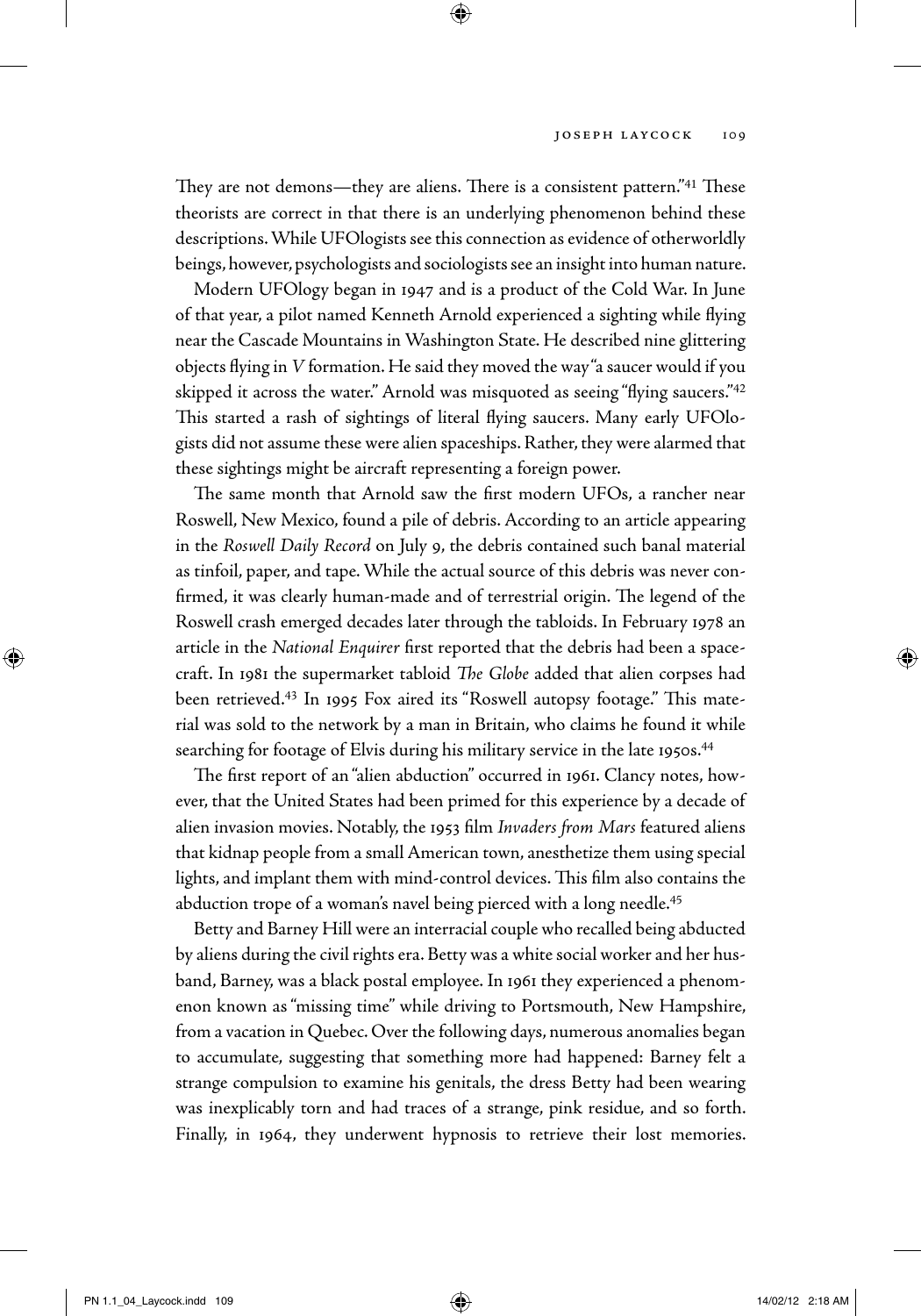They are not demons—they are aliens. There is a consistent pattern."[41] These theorists are correct in that there is an underlying phenomenon behind these descriptions. While UFOlogists see this connection as evidence of otherworldly beings, however, psychologists and sociologists see an insight into human nature.

Modern UFOlogy began in 1947 and is a product of the Cold War. In June of that year, a pilot named Kenneth Arnold experienced a sighting while flying near the Cascade Mountains in Washington State. He described nine glittering objects flying in *V* formation. He said they moved the way "a saucer would if you skipped it across the water." Arnold was misquoted as seeing "flying saucers."[42] This started a rash of sightings of literal flying saucers. Many early UFOlogists did not assume these were alien spaceships. Rather, they were alarmed that these sightings might be aircraft representing a foreign power.

The same month that Arnold saw the first modern UFOs, a rancher near Roswell, New Mexico, found a pile of debris. According to an article appearing in the *Roswell Daily Record* on July 9, the debris contained such banal material as tinfoil, paper, and tape. While the actual source of this debris was never confirmed, it was clearly human-made and of terrestrial origin. The legend of the Roswell crash emerged decades later through the tabloids. In February 1978 an article in the *National Enquirer* first reported that the debris had been a spacecraft. In 1981 the supermarket tabloid *The Globe* added that alien corpses had been retrieved.[43] In 1995 Fox aired its "Roswell autopsy footage." This material was sold to the network by a man in Britain, who claims he found it while searching for footage of Elvis during his military service in the late 1950s.[44]

The first report of an "alien abduction" occurred in 1961. Clancy notes, however, that the United States had been primed for this experience by a decade of alien invasion movies. Notably, the 1953 film *Invaders from Mars* featured aliens that kidnap people from a small American town, anesthetize them using special lights, and implant them with mind-control devices. This film also contains the abduction trope of a woman's navel being pierced with a long needle.[45]

Betty and Barney Hill were an interracial couple who recalled being abducted by aliens during the civil rights era. Betty was a white social worker and her husband, Barney, was a black postal employee. In 1961 they experienced a phenomenon known as "missing time" while driving to Portsmouth, New Hampshire, from a vacation in Quebec. Over the following days, numerous anomalies began to accumulate, suggesting that something more had happened: Barney felt a strange compulsion to examine his genitals, the dress Betty had been wearing was inexplicably torn and had traces of a strange, pink residue, and so forth. Finally, in 1964, they underwent hypnosis to retrieve their lost memories.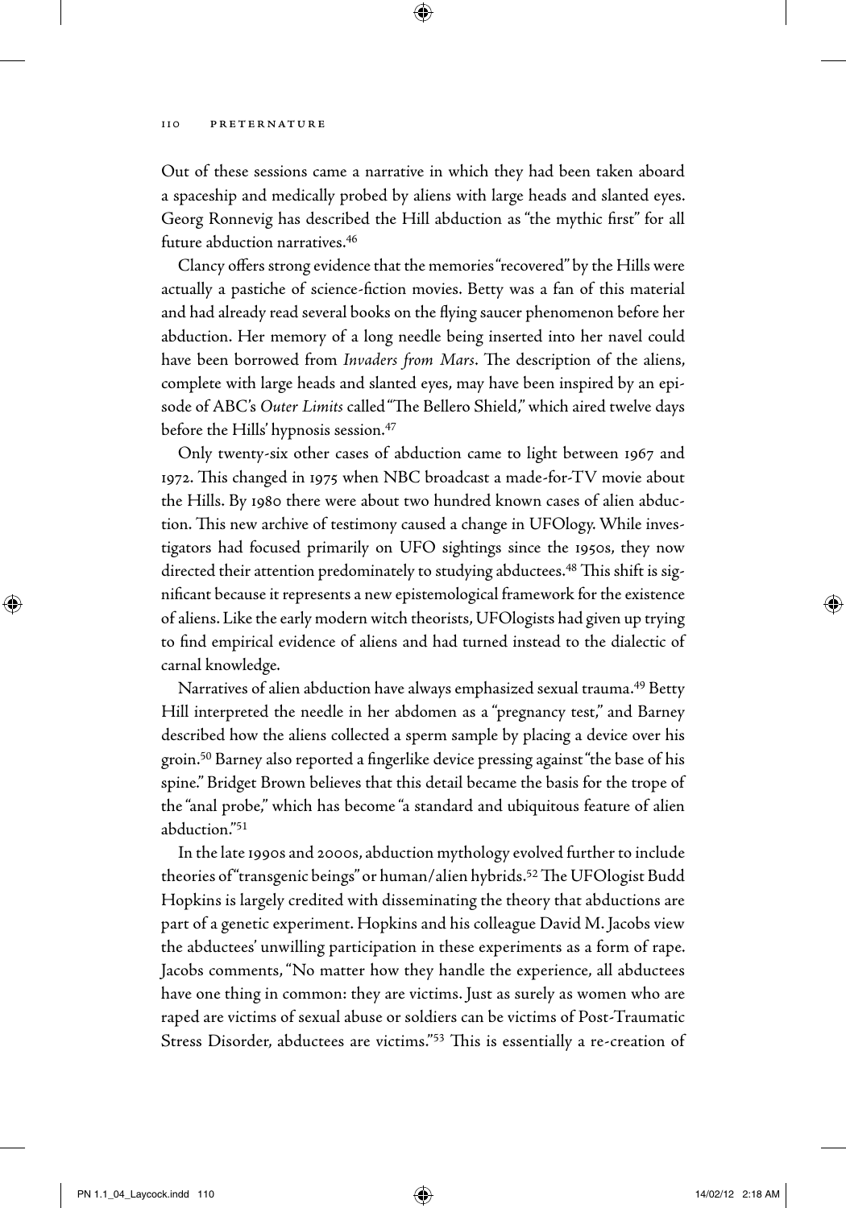Out of these sessions came a narrative in which they had been taken aboard a spaceship and medically probed by aliens with large heads and slanted eyes. Georg Ronnevig has described the Hill abduction as "the mythic first" for all future abduction narratives.[46]

Clancy offers strong evidence that the memories "recovered" by the Hills were actually a pastiche of science-fiction movies. Betty was a fan of this material and had already read several books on the flying saucer phenomenon before her abduction. Her memory of a long needle being inserted into her navel could have been borrowed from *Invaders from Mars*. The description of the aliens, complete with large heads and slanted eyes, may have been inspired by an episode of ABC's *Outer Limits* called "The Bellero Shield," which aired twelve days before the Hills' hypnosis session.[47]

Only twenty-six other cases of abduction came to light between 1967 and 1972. This changed in 1975 when NBC broadcast a made-for-TV movie about the Hills. By 1980 there were about two hundred known cases of alien abduction. This new archive of testimony caused a change in UFOlogy. While investigators had focused primarily on UFO sightings since the 1950s, they now directed their attention predominately to studying abductees.[48] This shift is significant because it represents a new epistemological framework for the existence of aliens. Like the early modern witch theorists, UFOlogists had given up trying to find empirical evidence of aliens and had turned instead to the dialectic of carnal knowledge.

Narratives of alien abduction have always emphasized sexual trauma.[49] Betty Hill interpreted the needle in her abdomen as a "pregnancy test," and Barney described how the aliens collected a sperm sample by placing a device over his groin.[50] Barney also reported a fingerlike device pressing against "the base of his spine." Bridget Brown believes that this detail became the basis for the trope of the "anal probe," which has become "a standard and ubiquitous feature of alien abduction."[51]

In the late 1990s and 2000s, abduction mythology evolved further to include theories of "transgenic beings" or human/alien hybrids.[52] The UFOlogist Budd Hopkins is largely credited with disseminating the theory that abductions are part of a genetic experiment. Hopkins and his colleague David M. Jacobs view the abductees' unwilling participation in these experiments as a form of rape. Jacobs comments, "No matter how they handle the experience, all abductees have one thing in common: they are victims. Just as surely as women who are raped are victims of sexual abuse or soldiers can be victims of Post-Traumatic Stress Disorder, abductees are victims."[53] This is essentially a re-creation of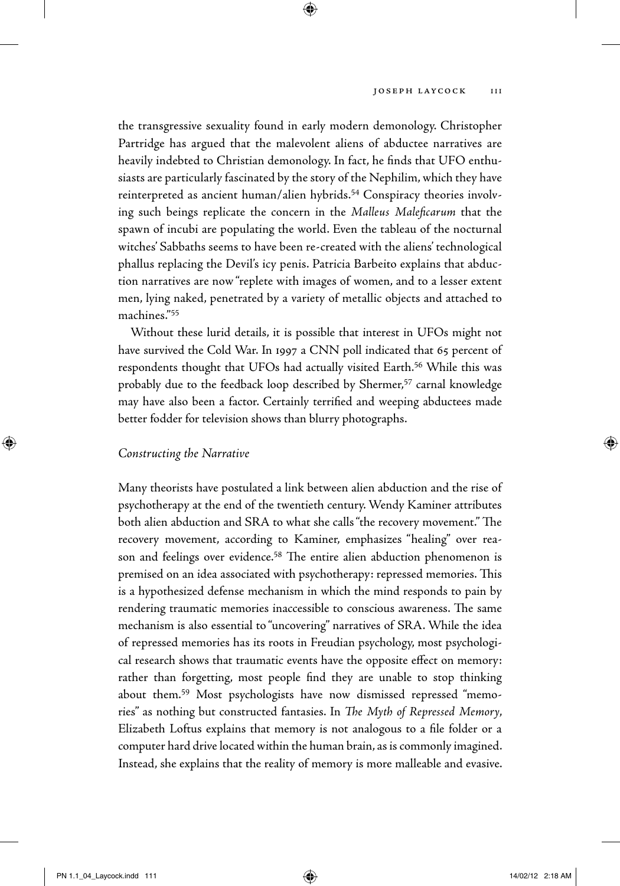the transgressive sexuality found in early modern demonology. Christopher Partridge has argued that the malevolent aliens of abductee narratives are heavily indebted to Christian demonology. In fact, he finds that UFO enthusiasts are particularly fascinated by the story of the Nephilim, which they have reinterpreted as ancient human/alien hybrids.[54] Conspiracy theories involving such beings replicate the concern in the *Malleus Maleficarum* that the spawn of incubi are populating the world. Even the tableau of the nocturnal witches' Sabbaths seems to have been re-created with the aliens' technological phallus replacing the Devil's icy penis. Patricia Barbeito explains that abduction narratives are now "replete with images of women, and to a lesser extent men, lying naked, penetrated by a variety of metallic objects and attached to machines."[55]

Without these lurid details, it is possible that interest in UFOs might not have survived the Cold War. In 1997 a CNN poll indicated that 65 percent of respondents thought that UFOs had actually visited Earth.[56] While this was probably due to the feedback loop described by Shermer,[57] carnal knowledge may have also been a factor. Certainly terrified and weeping abductees made better fodder for television shows than blurry photographs.

### *Constructing the Narrative*

Many theorists have postulated a link between alien abduction and the rise of psychotherapy at the end of the twentieth century. Wendy Kaminer attributes both alien abduction and SRA to what she calls "the recovery movement." The recovery movement, according to Kaminer, emphasizes "healing" over reason and feelings over evidence.[58] The entire alien abduction phenomenon is premised on an idea associated with psychotherapy: repressed memories. This is a hypothesized defense mechanism in which the mind responds to pain by rendering traumatic memories inaccessible to conscious awareness. The same mechanism is also essential to "uncovering" narratives of SRA. While the idea of repressed memories has its roots in Freudian psychology, most psychological research shows that traumatic events have the opposite effect on memory: rather than forgetting, most people find they are unable to stop thinking about them.[59] Most psychologists have now dismissed repressed "memories" as nothing but constructed fantasies. In *The Myth of Repressed Memory*, Elizabeth Loftus explains that memory is not analogous to a file folder or a computer hard drive located within the human brain, as is commonly imagined. Instead, she explains that the reality of memory is more malleable and evasive.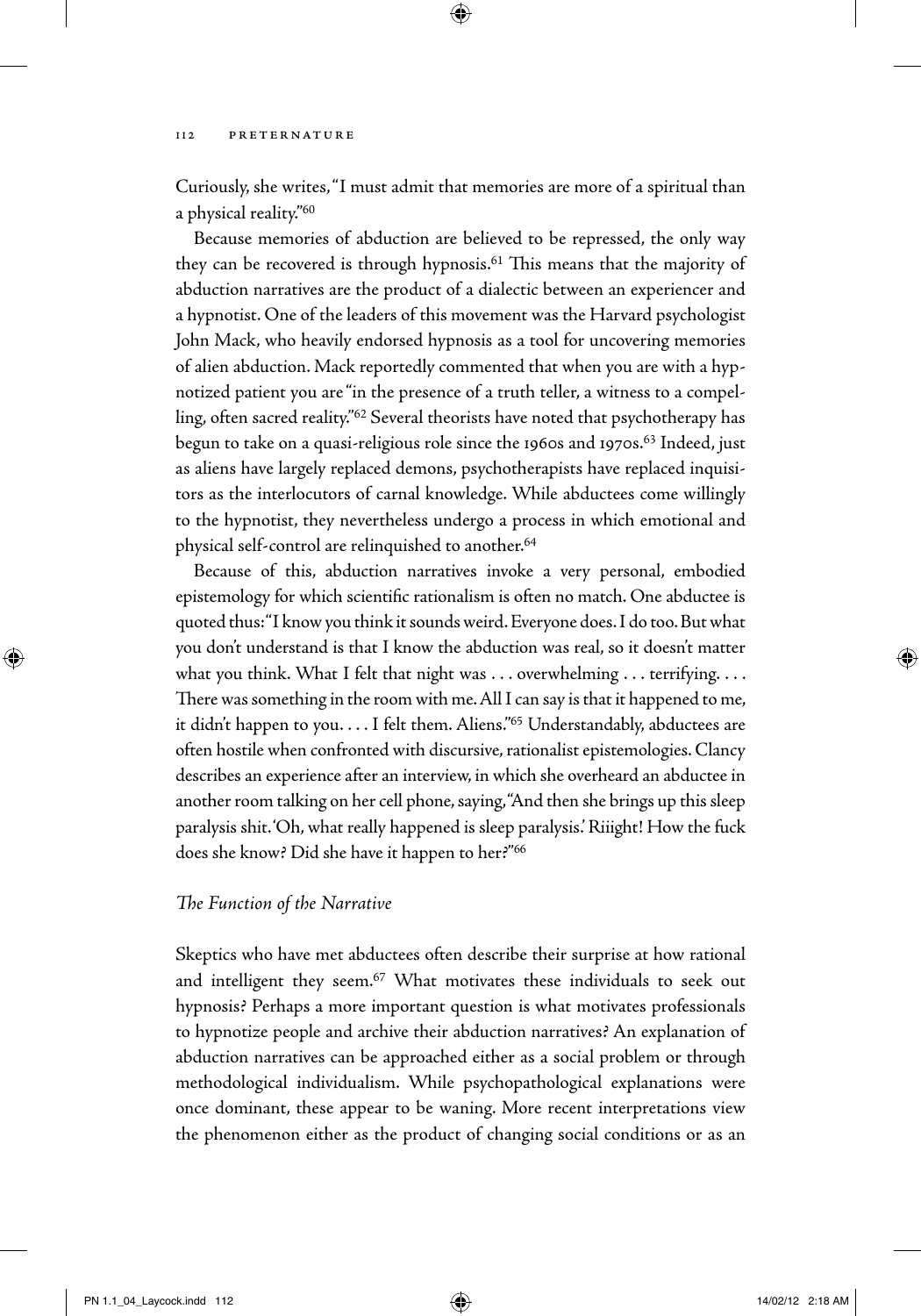Curiously, she writes, "I must admit that memories are more of a spiritual than a physical reality."[60]

Because memories of abduction are believed to be repressed, the only way they can be recovered is through hypnosis.[61] This means that the majority of abduction narratives are the product of a dialectic between an experiencer and a hypnotist. One of the leaders of this movement was the Harvard psychologist John Mack, who heavily endorsed hypnosis as a tool for uncovering memories of alien abduction. Mack reportedly commented that when you are with a hypnotized patient you are "in the presence of a truth teller, a witness to a compelling, often sacred reality."[62] Several theorists have noted that psychotherapy has begun to take on a quasi-religious role since the 1960s and 1970s.[63] Indeed, just as aliens have largely replaced demons, psychotherapists have replaced inquisitors as the interlocutors of carnal knowledge. While abductees come willingly to the hypnotist, they nevertheless undergo a process in which emotional and physical self-control are relinquished to another.[64]

Because of this, abduction narratives invoke a very personal, embodied epistemology for which scientific rationalism is often no match. One abductee is quoted thus: "I know you think it sounds weird. Everyone does. I do too. But what you don't understand is that I know the abduction was real, so it doesn't matter what you think. What I felt that night was . . . overwhelming . . . terrifying. . . . There was something in the room with me. All I can say is that it happened to me, it didn't happen to you. . . . I felt them. Aliens."[65] Understandably, abductees are often hostile when confronted with discursive, rationalist epistemologies. Clancy describes an experience after an interview, in which she overheard an abductee in another room talking on her cell phone, saying, "And then she brings up this sleep paralysis shit. 'Oh, what really happened is sleep paralysis.' Riiight! How the fuck does she know? Did she have it happen to her?"[66]

### *The Function of the Narrative*

Skeptics who have met abductees often describe their surprise at how rational and intelligent they seem.[67] What motivates these individuals to seek out hypnosis? Perhaps a more important question is what motivates professionals to hypnotize people and archive their abduction narratives? An explanation of abduction narratives can be approached either as a social problem or through methodological individualism. While psychopathological explanations were once dominant, these appear to be waning. More recent interpretations view the phenomenon either as the product of changing social conditions or as an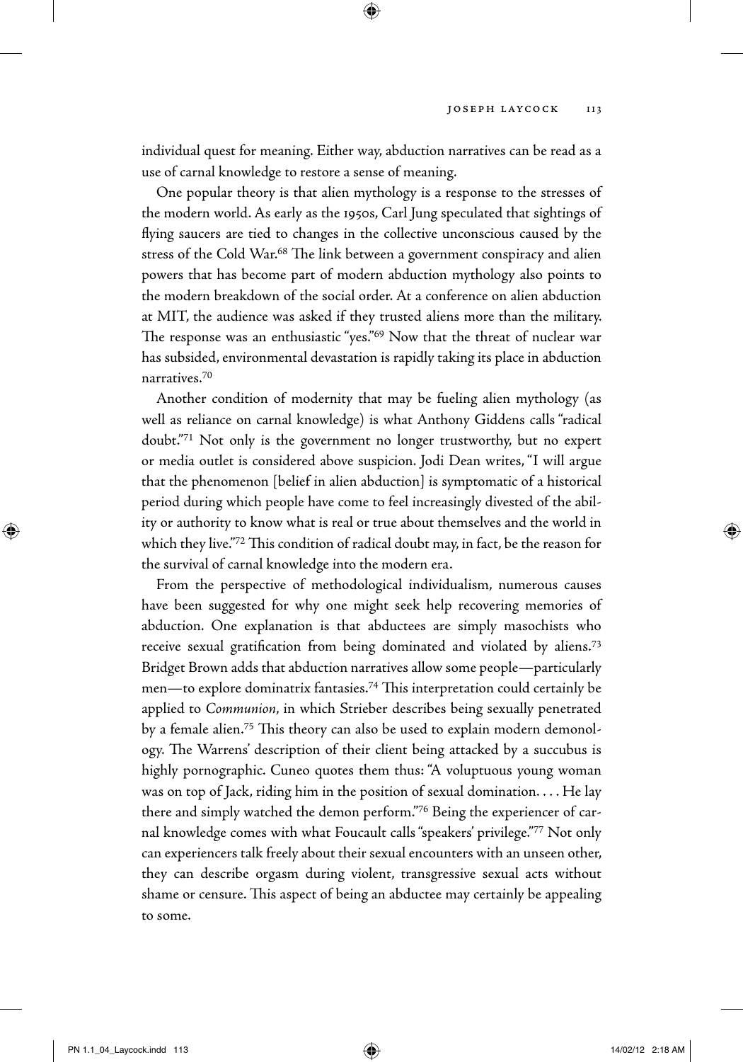individual quest for meaning. Either way, abduction narratives can be read as a use of carnal knowledge to restore a sense of meaning.

One popular theory is that alien mythology is a response to the stresses of the modern world. As early as the 1950s, Carl Jung speculated that sightings of flying saucers are tied to changes in the collective unconscious caused by the stress of the Cold War.[68] The link between a government conspiracy and alien powers that has become part of modern abduction mythology also points to the modern breakdown of the social order. At a conference on alien abduction at MIT, the audience was asked if they trusted aliens more than the military. The response was an enthusiastic "yes."[69] Now that the threat of nuclear war has subsided, environmental devastation is rapidly taking its place in abduction narratives.[70]

Another condition of modernity that may be fueling alien mythology (as well as reliance on carnal knowledge) is what Anthony Giddens calls "radical doubt."[71] Not only is the government no longer trustworthy, but no expert or media outlet is considered above suspicion. Jodi Dean writes, "I will argue that the phenomenon [belief in alien abduction] is symptomatic of a historical period during which people have come to feel increasingly divested of the ability or authority to know what is real or true about themselves and the world in which they live."[72] This condition of radical doubt may, in fact, be the reason for the survival of carnal knowledge into the modern era.

From the perspective of methodological individualism, numerous causes have been suggested for why one might seek help recovering memories of abduction. One explanation is that abductees are simply masochists who receive sexual gratification from being dominated and violated by aliens.[73] Bridget Brown adds that abduction narratives allow some people—particularly men—to explore dominatrix fantasies.[74] This interpretation could certainly be applied to *Communion*, in which Strieber describes being sexually penetrated by a female alien.[75] This theory can also be used to explain modern demonology. The Warrens' description of their client being attacked by a succubus is highly pornographic. Cuneo quotes them thus: "A voluptuous young woman was on top of Jack, riding him in the position of sexual domination. . . . He lay there and simply watched the demon perform."[76] Being the experiencer of carnal knowledge comes with what Foucault calls "speakers' privilege."[77] Not only can experiencers talk freely about their sexual encounters with an unseen other, they can describe orgasm during violent, transgressive sexual acts without shame or censure. This aspect of being an abductee may certainly be appealing to some.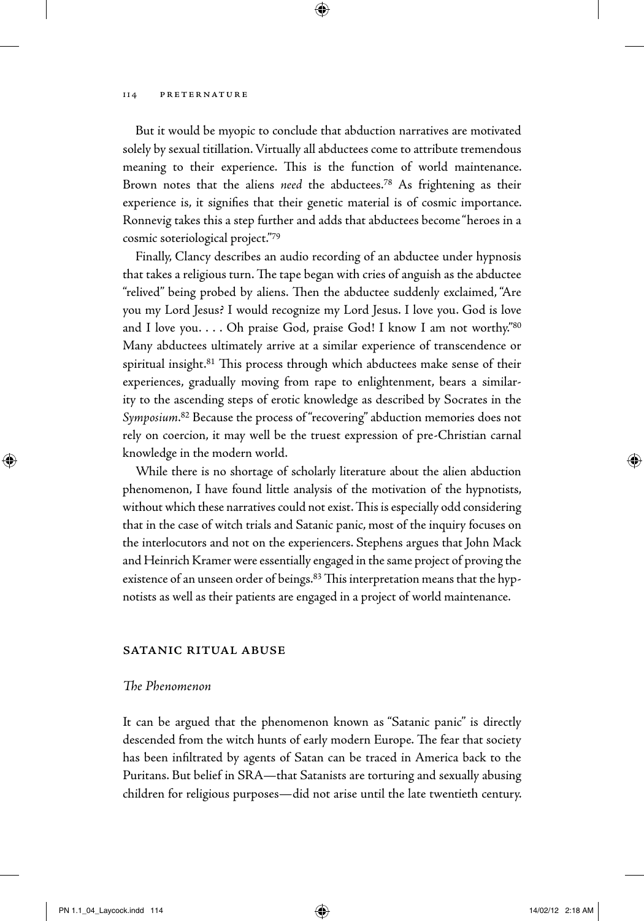But it would be myopic to conclude that abduction narratives are motivated solely by sexual titillation. Virtually all abductees come to attribute tremendous meaning to their experience. This is the function of world maintenance. Brown notes that the aliens *need* the abductees.[78] As frightening as their experience is, it signifies that their genetic material is of cosmic importance. Ronnevig takes this a step further and adds that abductees become "heroes in a cosmic soteriological project."[79]

Finally, Clancy describes an audio recording of an abductee under hypnosis that takes a religious turn. The tape began with cries of anguish as the abductee "relived" being probed by aliens. Then the abductee suddenly exclaimed, "Are you my Lord Jesus? I would recognize my Lord Jesus. I love you. God is love and I love you. . . . Oh praise God, praise God! I know I am not worthy."[80] Many abductees ultimately arrive at a similar experience of transcendence or spiritual insight.[81] This process through which abductees make sense of their experiences, gradually moving from rape to enlightenment, bears a similarity to the ascending steps of erotic knowledge as described by Socrates in the *Symposium*.[82] Because the process of "recovering" abduction memories does not rely on coercion, it may well be the truest expression of pre-Christian carnal knowledge in the modern world.

While there is no shortage of scholarly literature about the alien abduction phenomenon, I have found little analysis of the motivation of the hypnotists, without which these narratives could not exist. This is especially odd considering that in the case of witch trials and Satanic panic, most of the inquiry focuses on the interlocutors and not on the experiencers. Stephens argues that John Mack and Heinrich Kramer were essentially engaged in the same project of proving the existence of an unseen order of beings.[83] This interpretation means that the hypnotists as well as their patients are engaged in a project of world maintenance.

## Satanic Ritual Abuse

### *The Phenomenon*

It can be argued that the phenomenon known as "Satanic panic" is directly descended from the witch hunts of early modern Europe. The fear that society has been infiltrated by agents of Satan can be traced in America back to the Puritans. But belief in SRA—that Satanists are torturing and sexually abusing children for religious purposes—did not arise until the late twentieth century.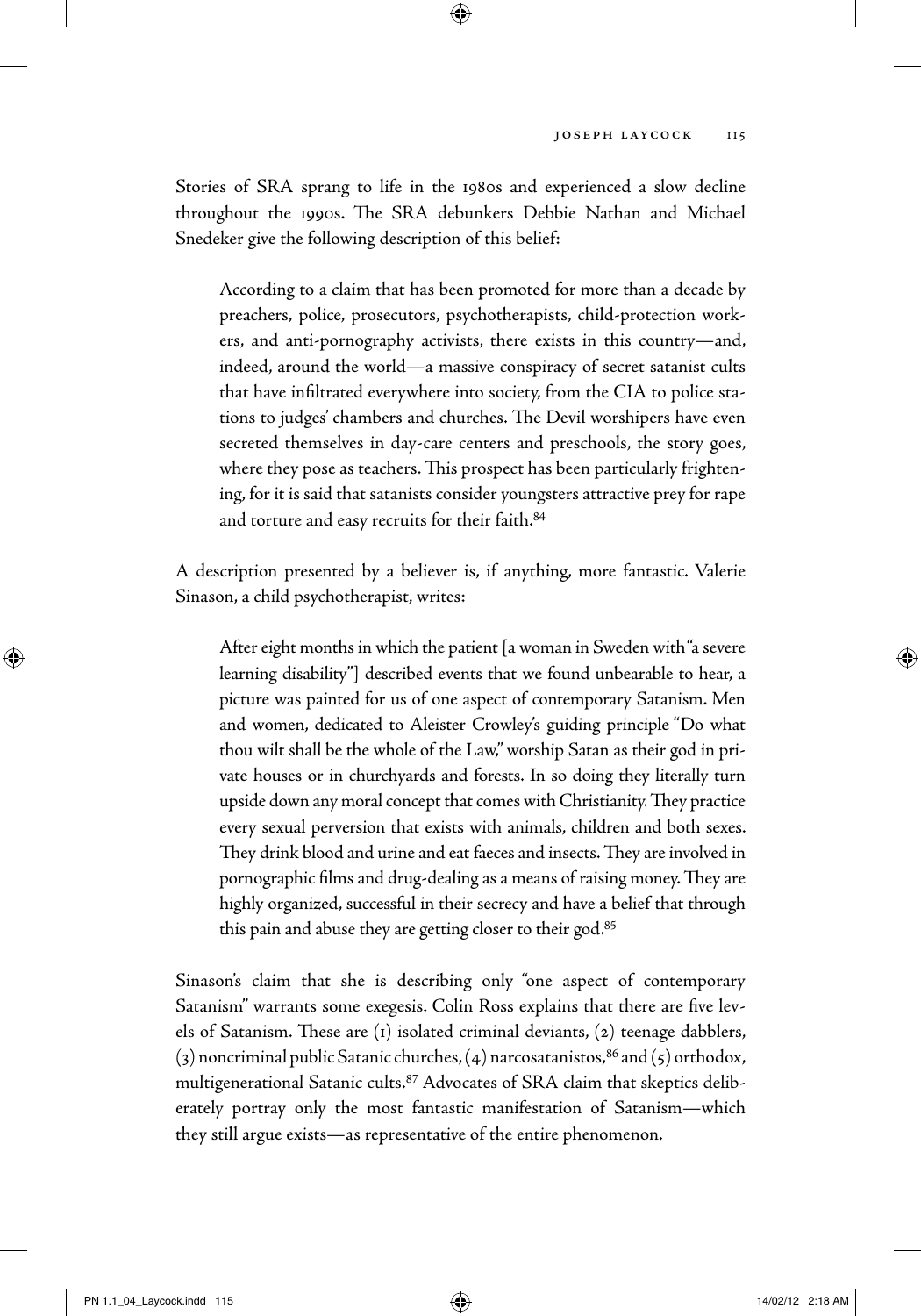Stories of SRA sprang to life in the 1980s and experienced a slow decline throughout the 1990s. The SRA debunkers Debbie Nathan and Michael Snedeker give the following description of this belief:

> According to a claim that has been promoted for more than a decade by preachers, police, prosecutors, psychotherapists, child-protection workers, and anti-pornography activists, there exists in this country—and, indeed, around the world—a massive conspiracy of secret satanist cults that have infiltrated everywhere into society, from the CIA to police stations to judges' chambers and churches. The Devil worshipers have even secreted themselves in day-care centers and preschools, the story goes, where they pose as teachers. This prospect has been particularly frightening, for it is said that satanists consider youngsters attractive prey for rape and torture and easy recruits for their faith.[84]

A description presented by a believer is, if anything, more fantastic. Valerie Sinason, a child psychotherapist, writes:

> After eight months in which the patient [a woman in Sweden with "a severe learning disability"] described events that we found unbearable to hear, a picture was painted for us of one aspect of contemporary Satanism. Men and women, dedicated to Aleister Crowley's guiding principle "Do what thou wilt shall be the whole of the Law," worship Satan as their god in private houses or in churchyards and forests. In so doing they literally turn upside down any moral concept that comes with Christianity. They practice every sexual perversion that exists with animals, children and both sexes. They drink blood and urine and eat faeces and insects. They are involved in pornographic films and drug-dealing as a means of raising money. They are highly organized, successful in their secrecy and have a belief that through this pain and abuse they are getting closer to their god.[85]

Sinason's claim that she is describing only "one aspect of contemporary Satanism" warrants some exegesis. Colin Ross explains that there are five levels of Satanism. These are (1) isolated criminal deviants, (2) teenage dabblers, (3) noncriminal public Satanic churches, (4) narcosatanistos,[86] and (5) orthodox, multigenerational Satanic cults.[87] Advocates of SRA claim that skeptics deliberately portray only the most fantastic manifestation of Satanism—which they still argue exists—as representative of the entire phenomenon.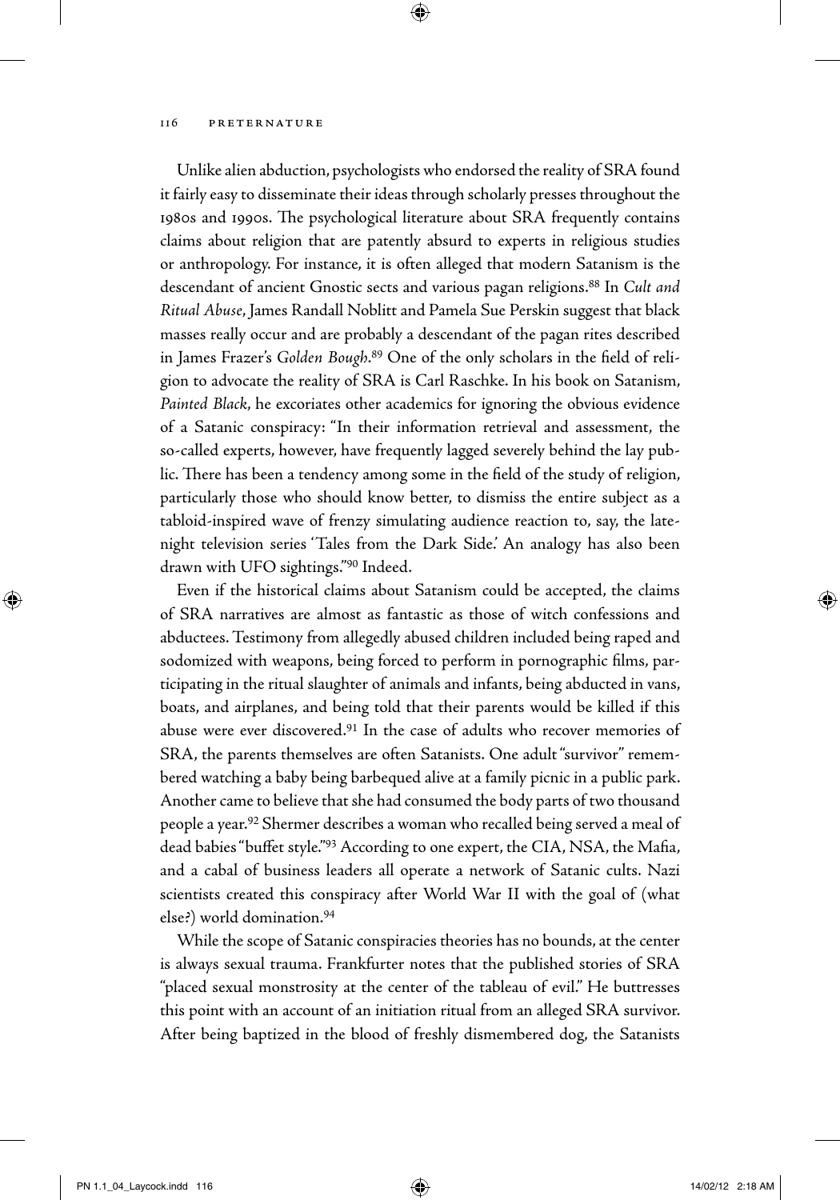Unlike alien abduction, psychologists who endorsed the reality of SRA found it fairly easy to disseminate their ideas through scholarly presses throughout the 1980s and 1990s. The psychological literature about SRA frequently contains claims about religion that are patently absurd to experts in religious studies or anthropology. For instance, it is often alleged that modern Satanism is the descendant of ancient Gnostic sects and various pagan religions.[88] In *Cult and Ritual Abuse*, James Randall Noblitt and Pamela Sue Perskin suggest that black masses really occur and are probably a descendant of the pagan rites described in James Frazer's *Golden Bough*.[89] One of the only scholars in the field of religion to advocate the reality of SRA is Carl Raschke. In his book on Satanism, *Painted Black*, he excoriates other academics for ignoring the obvious evidence of a Satanic conspiracy: "In their information retrieval and assessment, the so-called experts, however, have frequently lagged severely behind the lay public. There has been a tendency among some in the field of the study of religion, particularly those who should know better, to dismiss the entire subject as a tabloid-inspired wave of frenzy simulating audience reaction to, say, the late-night television series 'Tales from the Dark Side.' An analogy has also been drawn with UFO sightings."[90] Indeed.

Even if the historical claims about Satanism could be accepted, the claims of SRA narratives are almost as fantastic as those of witch confessions and abductees. Testimony from allegedly abused children included being raped and sodomized with weapons, being forced to perform in pornographic films, participating in the ritual slaughter of animals and infants, being abducted in vans, boats, and airplanes, and being told that their parents would be killed if this abuse were ever discovered.[91] In the case of adults who recover memories of SRA, the parents themselves are often Satanists. One adult "survivor" remembered watching a baby being barbequed alive at a family picnic in a public park. Another came to believe that she had consumed the body parts of two thousand people a year.[92] Shermer describes a woman who recalled being served a meal of dead babies "buffet style."[93] According to one expert, the CIA, NSA, the Mafia, and a cabal of business leaders all operate a network of Satanic cults. Nazi scientists created this conspiracy after World War II with the goal of (what else?) world domination.[94]

While the scope of Satanic conspiracies theories has no bounds, at the center is always sexual trauma. Frankfurter notes that the published stories of SRA "placed sexual monstrosity at the center of the tableau of evil." He buttresses this point with an account of an initiation ritual from an alleged SRA survivor. After being baptized in the blood of freshly dismembered dog, the Satanists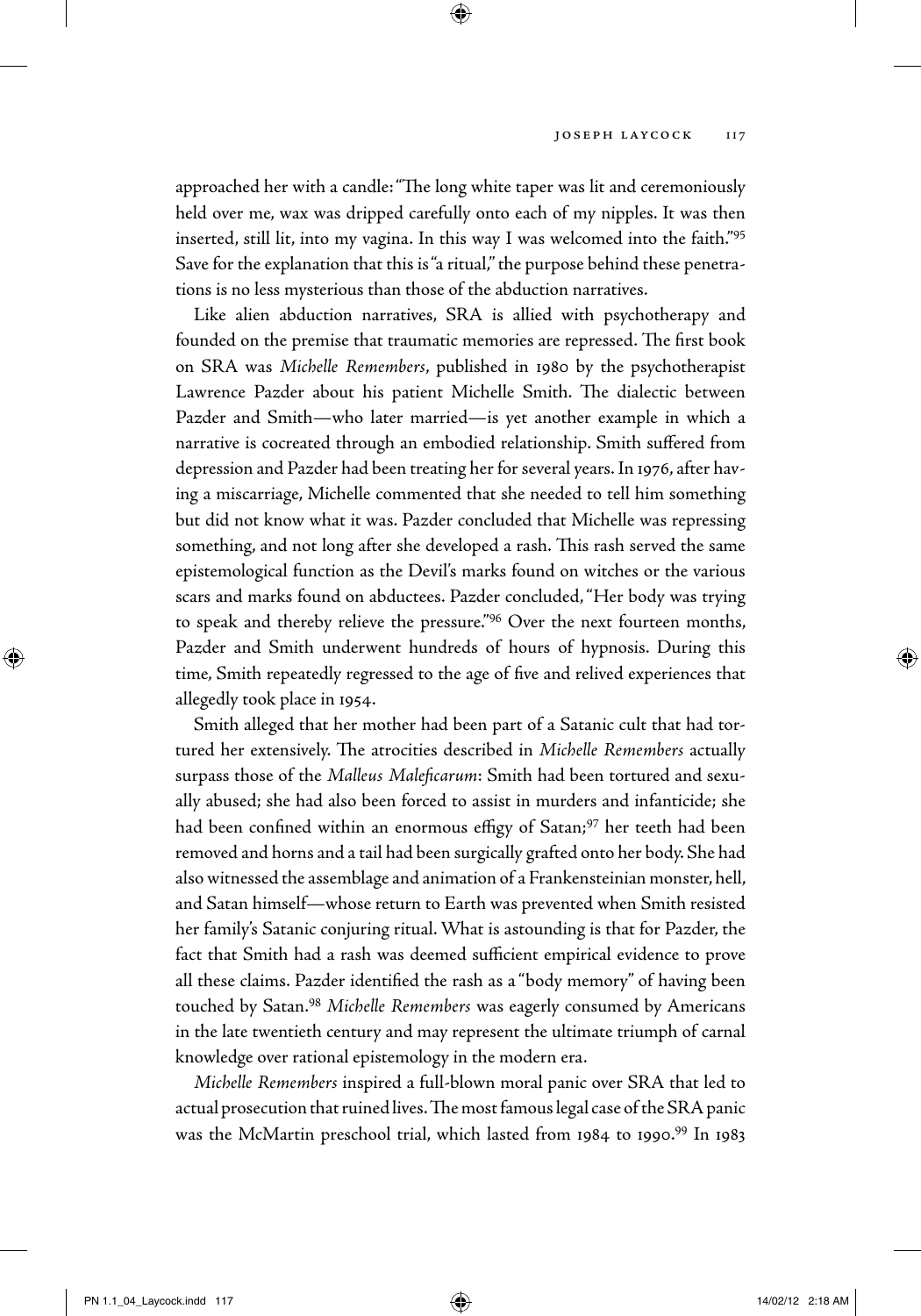approached her with a candle: "The long white taper was lit and ceremoniously held over me, wax was dripped carefully onto each of my nipples. It was then inserted, still lit, into my vagina. In this way I was welcomed into the faith."[95] Save for the explanation that this is "a ritual," the purpose behind these penetrations is no less mysterious than those of the abduction narratives.

Like alien abduction narratives, SRA is allied with psychotherapy and founded on the premise that traumatic memories are repressed. The first book on SRA was *Michelle Remembers*, published in 1980 by the psychotherapist Lawrence Pazder about his patient Michelle Smith. The dialectic between Pazder and Smith—who later married—is yet another example in which a narrative is cocreated through an embodied relationship. Smith suffered from depression and Pazder had been treating her for several years. In 1976, after having a miscarriage, Michelle commented that she needed to tell him something but did not know what it was. Pazder concluded that Michelle was repressing something, and not long after she developed a rash. This rash served the same epistemological function as the Devil's marks found on witches or the various scars and marks found on abductees. Pazder concluded, "Her body was trying to speak and thereby relieve the pressure."[96] Over the next fourteen months, Pazder and Smith underwent hundreds of hours of hypnosis. During this time, Smith repeatedly regressed to the age of five and relived experiences that allegedly took place in 1954.

Smith alleged that her mother had been part of a Satanic cult that had tortured her extensively. The atrocities described in *Michelle Remembers* actually surpass those of the *Malleus Maleficarum*: Smith had been tortured and sexually abused; she had also been forced to assist in murders and infanticide; she had been confined within an enormous effigy of Satan;[97] her teeth had been removed and horns and a tail had been surgically grafted onto her body. She had also witnessed the assemblage and animation of a Frankensteinian monster, hell, and Satan himself—whose return to Earth was prevented when Smith resisted her family's Satanic conjuring ritual. What is astounding is that for Pazder, the fact that Smith had a rash was deemed sufficient empirical evidence to prove all these claims. Pazder identified the rash as a "body memory" of having been touched by Satan.[98] *Michelle Remembers* was eagerly consumed by Americans in the late twentieth century and may represent the ultimate triumph of carnal knowledge over rational epistemology in the modern era.

*Michelle Remembers* inspired a full-blown moral panic over SRA that led to actual prosecution that ruined lives. The most famous legal case of the SRA panic was the McMartin preschool trial, which lasted from 1984 to 1990.[99] In 1983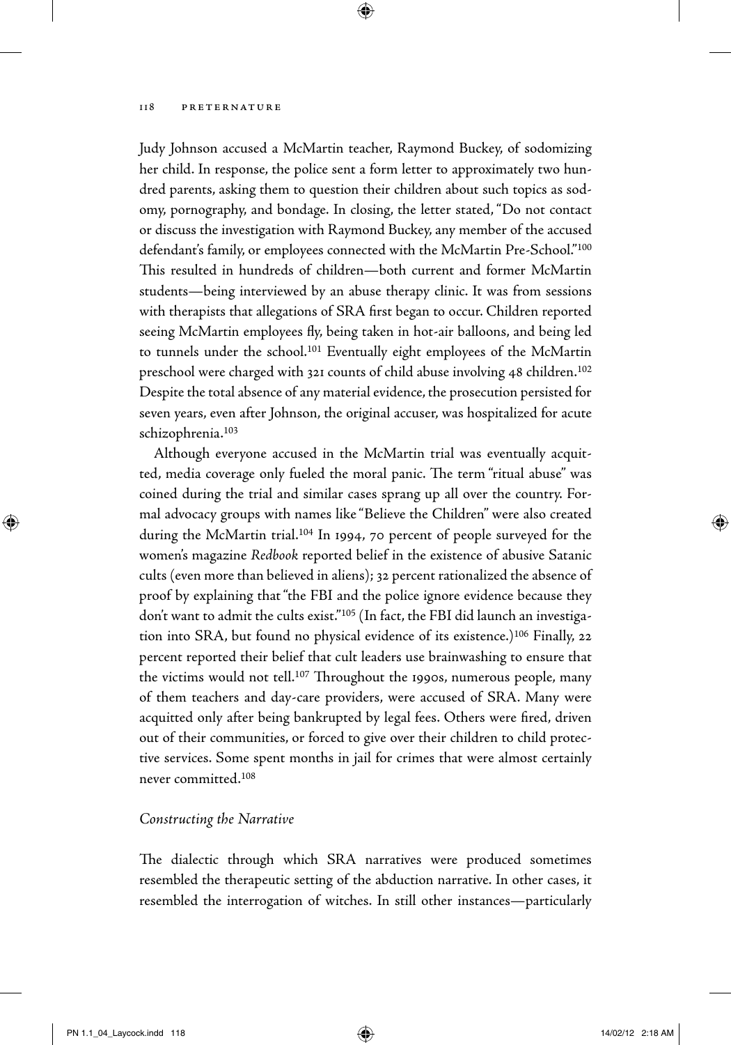Judy Johnson accused a McMartin teacher, Raymond Buckey, of sodomizing her child. In response, the police sent a form letter to approximately two hundred parents, asking them to question their children about such topics as sodomy, pornography, and bondage. In closing, the letter stated, "Do not contact or discuss the investigation with Raymond Buckey, any member of the accused defendant's family, or employees connected with the McMartin Pre-School."[100] This resulted in hundreds of children—both current and former McMartin students—being interviewed by an abuse therapy clinic. It was from sessions with therapists that allegations of SRA first began to occur. Children reported seeing McMartin employees fly, being taken in hot-air balloons, and being led to tunnels under the school.[101] Eventually eight employees of the McMartin preschool were charged with 321 counts of child abuse involving 48 children.[102] Despite the total absence of any material evidence, the prosecution persisted for seven years, even after Johnson, the original accuser, was hospitalized for acute schizophrenia.[103]

Although everyone accused in the McMartin trial was eventually acquitted, media coverage only fueled the moral panic. The term "ritual abuse" was coined during the trial and similar cases sprang up all over the country. Formal advocacy groups with names like "Believe the Children" were also created during the McMartin trial.[104] In 1994, 70 percent of people surveyed for the women's magazine *Redbook* reported belief in the existence of abusive Satanic cults (even more than believed in aliens); 32 percent rationalized the absence of proof by explaining that "the FBI and the police ignore evidence because they don't want to admit the cults exist."[105] (In fact, the FBI did launch an investigation into SRA, but found no physical evidence of its existence.)[106] Finally, 22 percent reported their belief that cult leaders use brainwashing to ensure that the victims would not tell.[107] Throughout the 1990s, numerous people, many of them teachers and day-care providers, were accused of SRA. Many were acquitted only after being bankrupted by legal fees. Others were fired, driven out of their communities, or forced to give over their children to child protective services. Some spent months in jail for crimes that were almost certainly never committed.[108]

### *Constructing the Narrative*

The dialectic through which SRA narratives were produced sometimes resembled the therapeutic setting of the abduction narrative. In other cases, it resembled the interrogation of witches. In still other instances—particularly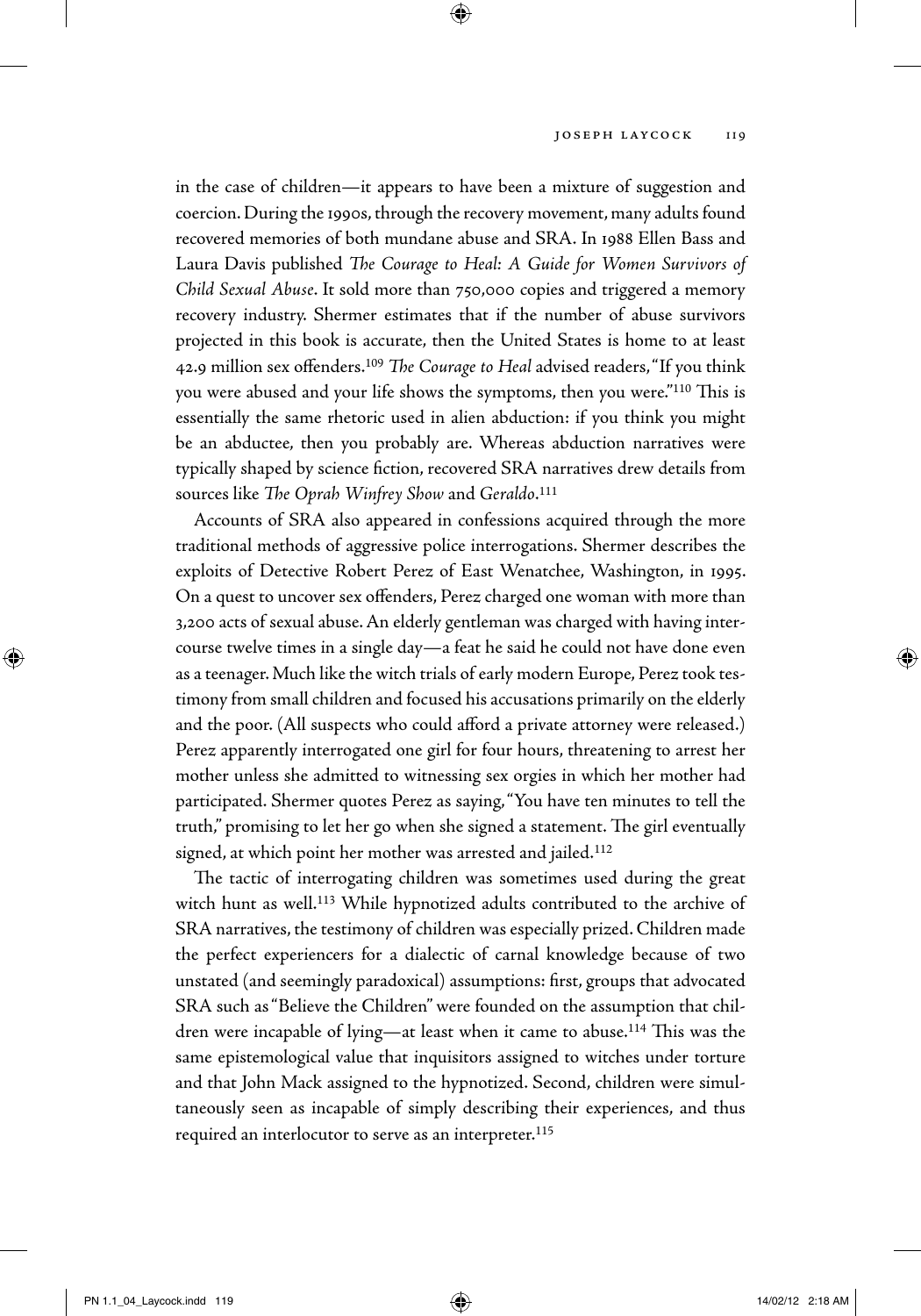in the case of children—it appears to have been a mixture of suggestion and coercion. During the 1990s, through the recovery movement, many adults found recovered memories of both mundane abuse and SRA. In 1988 Ellen Bass and Laura Davis published *The Courage to Heal: A Guide for Women Survivors of Child Sexual Abuse*. It sold more than 750,000 copies and triggered a memory recovery industry. Shermer estimates that if the number of abuse survivors projected in this book is accurate, then the United States is home to at least 42.9 million sex offenders.[109] *The Courage to Heal* advised readers, "If you think you were abused and your life shows the symptoms, then you were."[110] This is essentially the same rhetoric used in alien abduction: if you think you might be an abductee, then you probably are. Whereas abduction narratives were typically shaped by science fiction, recovered SRA narratives drew details from sources like *The Oprah Winfrey Show* and *Geraldo*.[111]

Accounts of SRA also appeared in confessions acquired through the more traditional methods of aggressive police interrogations. Shermer describes the exploits of Detective Robert Perez of East Wenatchee, Washington, in 1995. On a quest to uncover sex offenders, Perez charged one woman with more than 3,200 acts of sexual abuse. An elderly gentleman was charged with having intercourse twelve times in a single day—a feat he said he could not have done even as a teenager. Much like the witch trials of early modern Europe, Perez took testimony from small children and focused his accusations primarily on the elderly and the poor. (All suspects who could afford a private attorney were released.) Perez apparently interrogated one girl for four hours, threatening to arrest her mother unless she admitted to witnessing sex orgies in which her mother had participated. Shermer quotes Perez as saying, "You have ten minutes to tell the truth," promising to let her go when she signed a statement. The girl eventually signed, at which point her mother was arrested and jailed.[112]

The tactic of interrogating children was sometimes used during the great witch hunt as well.[113] While hypnotized adults contributed to the archive of SRA narratives, the testimony of children was especially prized. Children made the perfect experiencers for a dialectic of carnal knowledge because of two unstated (and seemingly paradoxical) assumptions: first, groups that advocated SRA such as "Believe the Children" were founded on the assumption that children were incapable of lying—at least when it came to abuse.[114] This was the same epistemological value that inquisitors assigned to witches under torture and that John Mack assigned to the hypnotized. Second, children were simultaneously seen as incapable of simply describing their experiences, and thus required an interlocutor to serve as an interpreter.[115]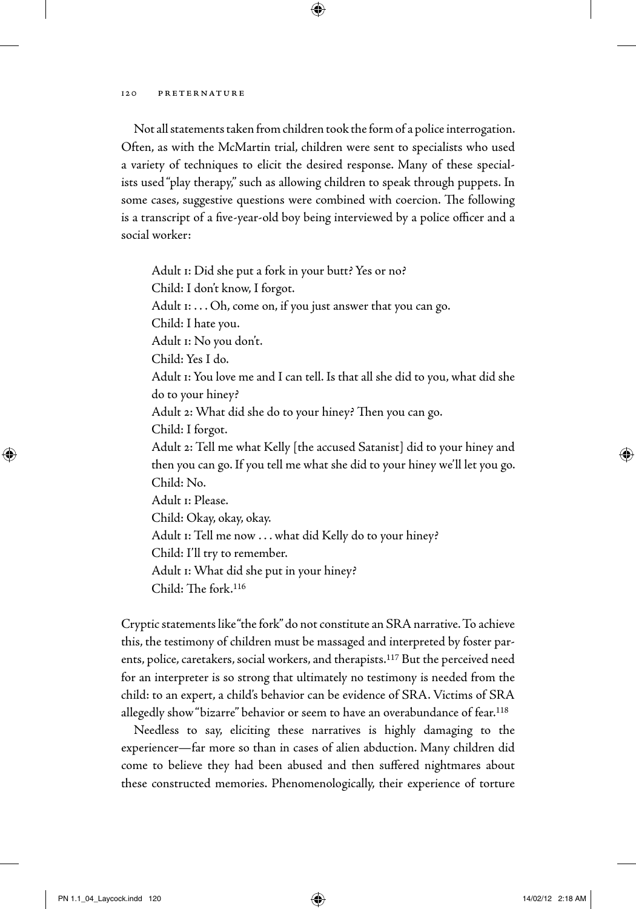Not all statements taken from children took the form of a police interrogation. Often, as with the McMartin trial, children were sent to specialists who used a variety of techniques to elicit the desired response. Many of these specialists used "play therapy," such as allowing children to speak through puppets. In some cases, suggestive questions were combined with coercion. The following is a transcript of a five-year-old boy being interviewed by a police officer and a social worker:

> Adult 1: Did she put a fork in your butt? Yes or no?
> Child: I don't know, I forgot.
> Adult 1: . . . Oh, come on, if you just answer that you can go.
> Child: I hate you.
> Adult 1: No you don't.
> Child: Yes I do.
> Adult 1: You love me and I can tell. Is that all she did to you, what did she do to your hiney?
> Adult 2: What did she do to your hiney? Then you can go.
> Child: I forgot.
> Adult 2: Tell me what Kelly [the accused Satanist] did to your hiney and then you can go. If you tell me what she did to your hiney we'll let you go.
> Child: No.
> Adult 1: Please.
> Child: Okay, okay, okay.
> Adult 1: Tell me now . . . what did Kelly do to your hiney?
> Child: I'll try to remember.
> Adult 1: What did she put in your hiney?
> Child: The fork.[116]

Cryptic statements like "the fork" do not constitute an SRA narrative. To achieve this, the testimony of children must be massaged and interpreted by foster parents, police, caretakers, social workers, and therapists.[117] But the perceived need for an interpreter is so strong that ultimately no testimony is needed from the child: to an expert, a child's behavior can be evidence of SRA. Victims of SRA allegedly show "bizarre" behavior or seem to have an overabundance of fear.[118]

Needless to say, eliciting these narratives is highly damaging to the experiencer—far more so than in cases of alien abduction. Many children did come to believe they had been abused and then suffered nightmares about these constructed memories. Phenomenologically, their experience of torture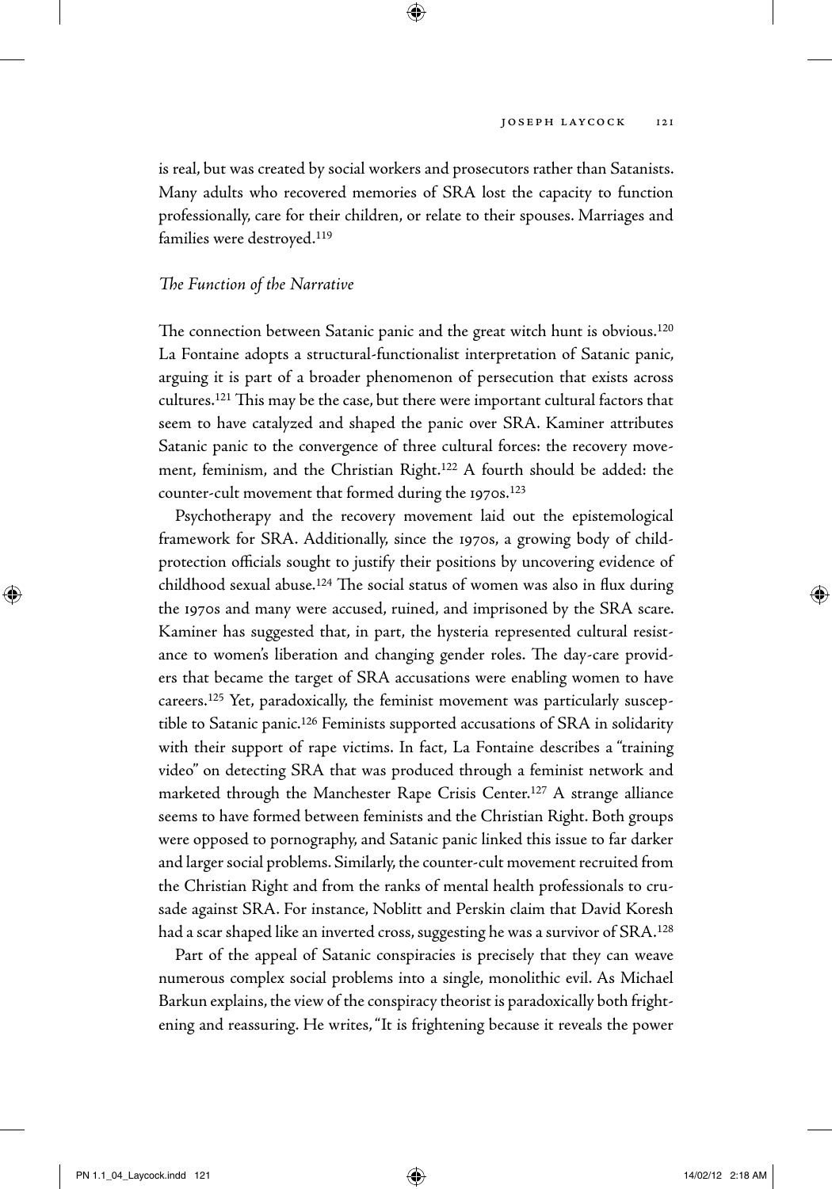is real, but was created by social workers and prosecutors rather than Satanists. Many adults who recovered memories of SRA lost the capacity to function professionally, care for their children, or relate to their spouses. Marriages and families were destroyed.[119]

### *The Function of the Narrative*

The connection between Satanic panic and the great witch hunt is obvious.[120] La Fontaine adopts a structural-functionalist interpretation of Satanic panic, arguing it is part of a broader phenomenon of persecution that exists across cultures.[121] This may be the case, but there were important cultural factors that seem to have catalyzed and shaped the panic over SRA. Kaminer attributes Satanic panic to the convergence of three cultural forces: the recovery movement, feminism, and the Christian Right.[122] A fourth should be added: the counter-cult movement that formed during the 1970s.[123]

Psychotherapy and the recovery movement laid out the epistemological framework for SRA. Additionally, since the 1970s, a growing body of child-protection officials sought to justify their positions by uncovering evidence of childhood sexual abuse.[124] The social status of women was also in flux during the 1970s and many were accused, ruined, and imprisoned by the SRA scare. Kaminer has suggested that, in part, the hysteria represented cultural resistance to women's liberation and changing gender roles. The day-care providers that became the target of SRA accusations were enabling women to have careers.[125] Yet, paradoxically, the feminist movement was particularly susceptible to Satanic panic.[126] Feminists supported accusations of SRA in solidarity with their support of rape victims. In fact, La Fontaine describes a "training video" on detecting SRA that was produced through a feminist network and marketed through the Manchester Rape Crisis Center.[127] A strange alliance seems to have formed between feminists and the Christian Right. Both groups were opposed to pornography, and Satanic panic linked this issue to far darker and larger social problems. Similarly, the counter-cult movement recruited from the Christian Right and from the ranks of mental health professionals to crusade against SRA. For instance, Noblitt and Perskin claim that David Koresh had a scar shaped like an inverted cross, suggesting he was a survivor of SRA.[128]

Part of the appeal of Satanic conspiracies is precisely that they can weave numerous complex social problems into a single, monolithic evil. As Michael Barkun explains, the view of the conspiracy theorist is paradoxically both frightening and reassuring. He writes, "It is frightening because it reveals the power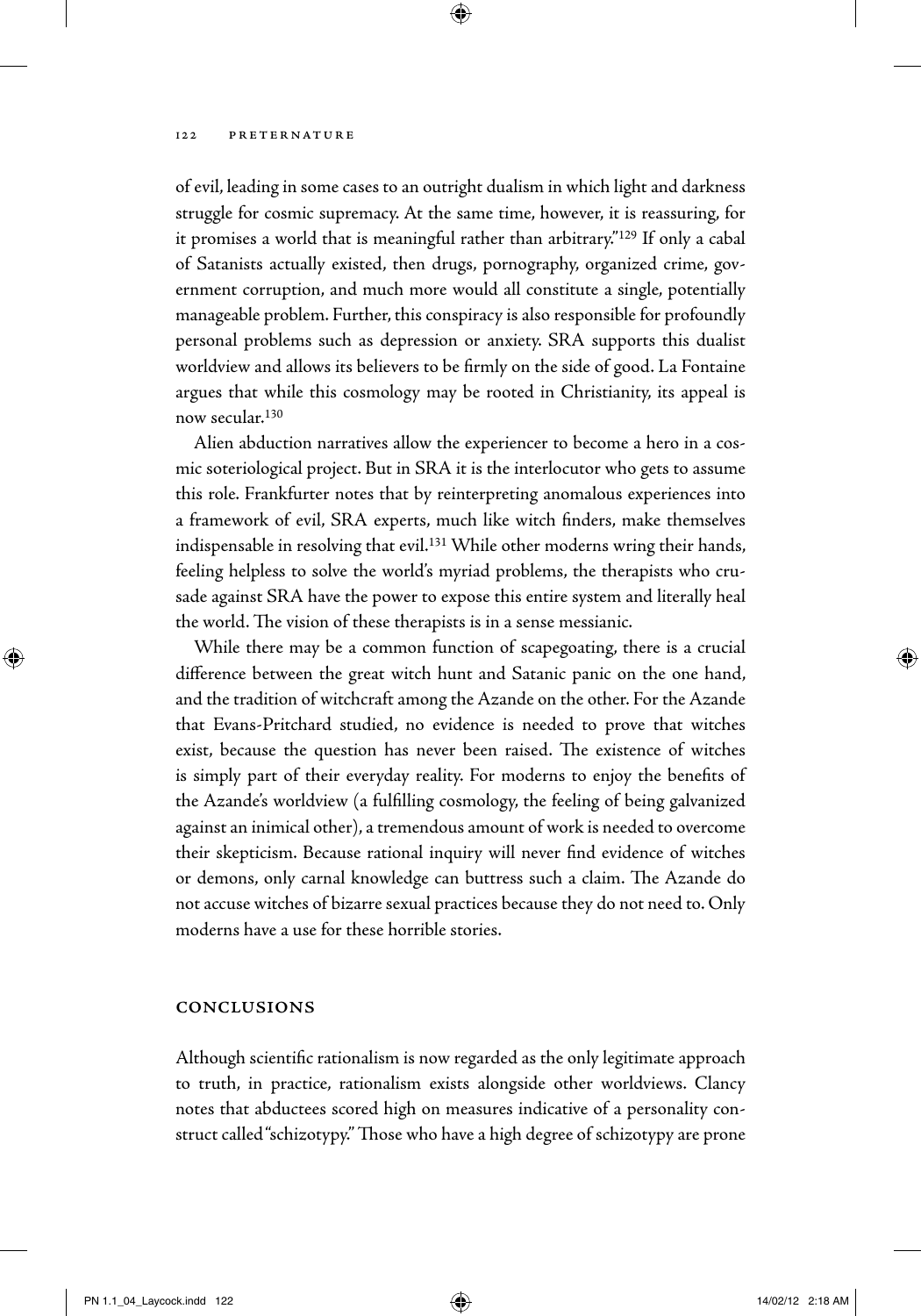of evil, leading in some cases to an outright dualism in which light and darkness struggle for cosmic supremacy. At the same time, however, it is reassuring, for it promises a world that is meaningful rather than arbitrary."[129] If only a cabal of Satanists actually existed, then drugs, pornography, organized crime, government corruption, and much more would all constitute a single, potentially manageable problem. Further, this conspiracy is also responsible for profoundly personal problems such as depression or anxiety. SRA supports this dualist worldview and allows its believers to be firmly on the side of good. La Fontaine argues that while this cosmology may be rooted in Christianity, its appeal is now secular.[130]

Alien abduction narratives allow the experiencer to become a hero in a cosmic soteriological project. But in SRA it is the interlocutor who gets to assume this role. Frankfurter notes that by reinterpreting anomalous experiences into a framework of evil, SRA experts, much like witch finders, make themselves indispensable in resolving that evil.[131] While other moderns wring their hands, feeling helpless to solve the world's myriad problems, the therapists who crusade against SRA have the power to expose this entire system and literally heal the world. The vision of these therapists is in a sense messianic.

While there may be a common function of scapegoating, there is a crucial difference between the great witch hunt and Satanic panic on the one hand, and the tradition of witchcraft among the Azande on the other. For the Azande that Evans-Pritchard studied, no evidence is needed to prove that witches exist, because the question has never been raised. The existence of witches is simply part of their everyday reality. For moderns to enjoy the benefits of the Azande's worldview (a fulfilling cosmology, the feeling of being galvanized against an inimical other), a tremendous amount of work is needed to overcome their skepticism. Because rational inquiry will never find evidence of witches or demons, only carnal knowledge can buttress such a claim. The Azande do not accuse witches of bizarre sexual practices because they do not need to. Only moderns have a use for these horrible stories.

## CONCLUSIONS

Although scientific rationalism is now regarded as the only legitimate approach to truth, in practice, rationalism exists alongside other worldviews. Clancy notes that abductees scored high on measures indicative of a personality construct called "schizotypy." Those who have a high degree of schizotypy are prone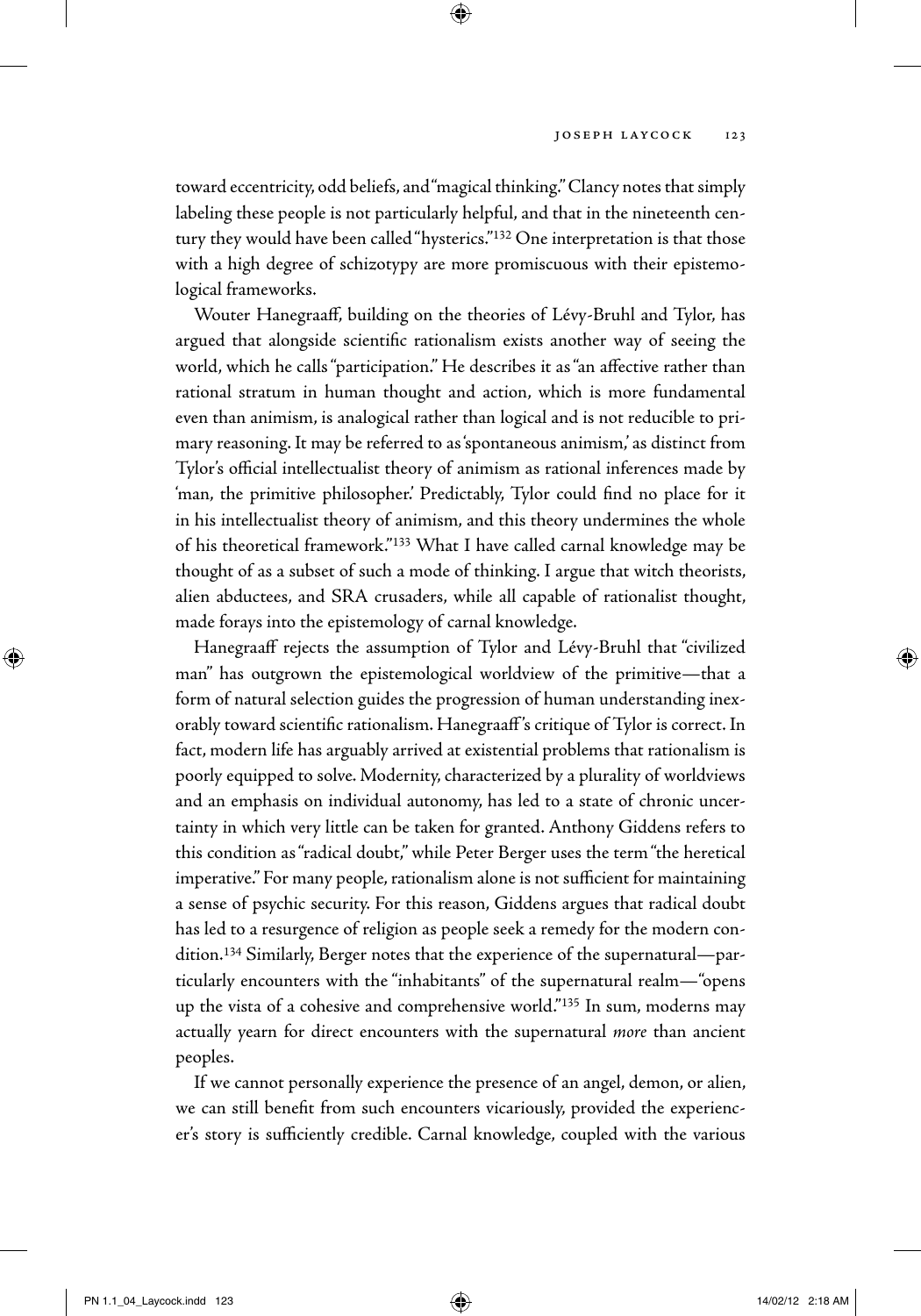toward eccentricity, odd beliefs, and "magical thinking." Clancy notes that simply labeling these people is not particularly helpful, and that in the nineteenth century they would have been called "hysterics."[132] One interpretation is that those with a high degree of schizotypy are more promiscuous with their epistemological frameworks.

Wouter Hanegraaff, building on the theories of Lévy-Bruhl and Tylor, has argued that alongside scientific rationalism exists another way of seeing the world, which he calls "participation." He describes it as "an affective rather than rational stratum in human thought and action, which is more fundamental even than animism, is analogical rather than logical and is not reducible to primary reasoning. It may be referred to as 'spontaneous animism,' as distinct from Tylor's official intellectualist theory of animism as rational inferences made by 'man, the primitive philosopher.' Predictably, Tylor could find no place for it in his intellectualist theory of animism, and this theory undermines the whole of his theoretical framework."[133] What I have called carnal knowledge may be thought of as a subset of such a mode of thinking. I argue that witch theorists, alien abductees, and SRA crusaders, while all capable of rationalist thought, made forays into the epistemology of carnal knowledge.

Hanegraaff rejects the assumption of Tylor and Lévy-Bruhl that "civilized man" has outgrown the epistemological worldview of the primitive—that a form of natural selection guides the progression of human understanding inexorably toward scientific rationalism. Hanegraaff's critique of Tylor is correct. In fact, modern life has arguably arrived at existential problems that rationalism is poorly equipped to solve. Modernity, characterized by a plurality of worldviews and an emphasis on individual autonomy, has led to a state of chronic uncertainty in which very little can be taken for granted. Anthony Giddens refers to this condition as "radical doubt," while Peter Berger uses the term "the heretical imperative." For many people, rationalism alone is not sufficient for maintaining a sense of psychic security. For this reason, Giddens argues that radical doubt has led to a resurgence of religion as people seek a remedy for the modern condition.[134] Similarly, Berger notes that the experience of the supernatural—particularly encounters with the "inhabitants" of the supernatural realm—"opens up the vista of a cohesive and comprehensive world."[135] In sum, moderns may actually yearn for direct encounters with the supernatural *more* than ancient peoples.

If we cannot personally experience the presence of an angel, demon, or alien, we can still benefit from such encounters vicariously, provided the experiencer's story is sufficiently credible. Carnal knowledge, coupled with the various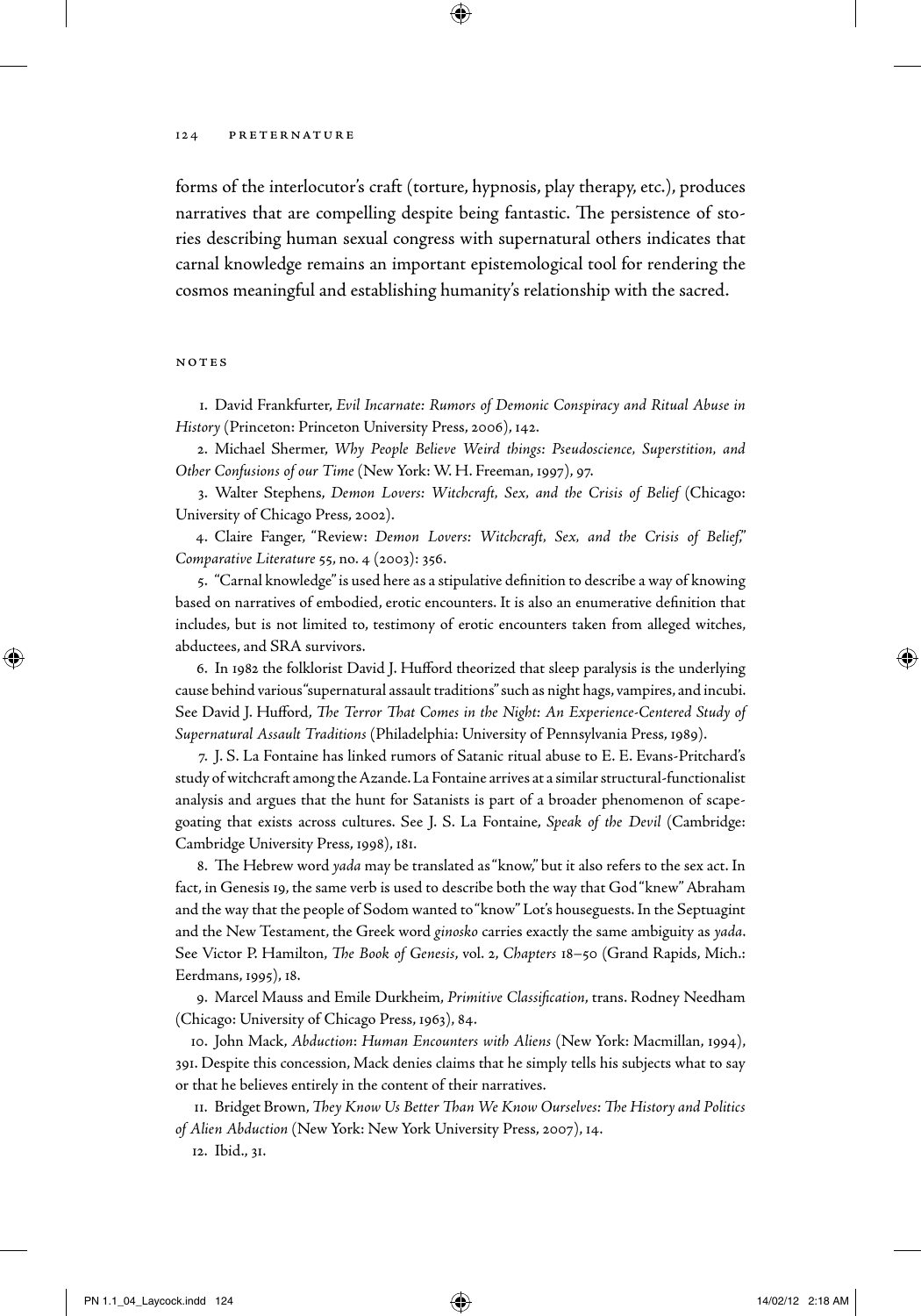forms of the interlocutor's craft (torture, hypnosis, play therapy, etc.), produces narratives that are compelling despite being fantastic. The persistence of stories describing human sexual congress with supernatural others indicates that carnal knowledge remains an important epistemological tool for rendering the cosmos meaningful and establishing humanity's relationship with the sacred.

## NOTES

1. David Frankfurter, *Evil Incarnate: Rumors of Demonic Conspiracy and Ritual Abuse in History* (Princeton: Princeton University Press, 2006), 142.

2. Michael Shermer, *Why People Believe Weird things: Pseudoscience, Superstition, and Other Confusions of our Time* (New York: W. H. Freeman, 1997), 97.

3. Walter Stephens, *Demon Lovers: Witchcraft, Sex, and the Crisis of Belief* (Chicago: University of Chicago Press, 2002).

4. Claire Fanger, "Review: *Demon Lovers: Witchcraft, Sex, and the Crisis of Belief*," *Comparative Literature* 55, no. 4 (2003): 356.

5. "Carnal knowledge" is used here as a stipulative definition to describe a way of knowing based on narratives of embodied, erotic encounters. It is also an enumerative definition that includes, but is not limited to, testimony of erotic encounters taken from alleged witches, abductees, and SRA survivors.

6. In 1982 the folklorist David J. Hufford theorized that sleep paralysis is the underlying cause behind various "supernatural assault traditions" such as night hags, vampires, and incubi. See David J. Hufford, *The Terror That Comes in the Night: An Experience-Centered Study of Supernatural Assault Traditions* (Philadelphia: University of Pennsylvania Press, 1989).

7. J. S. La Fontaine has linked rumors of Satanic ritual abuse to E. E. Evans-Pritchard's study of witchcraft among the Azande. La Fontaine arrives at a similar structural-functionalist analysis and argues that the hunt for Satanists is part of a broader phenomenon of scapegoating that exists across cultures. See J. S. La Fontaine, *Speak of the Devil* (Cambridge: Cambridge University Press, 1998), 181.

8. The Hebrew word *yada* may be translated as "know," but it also refers to the sex act. In fact, in Genesis 19, the same verb is used to describe both the way that God "knew" Abraham and the way that the people of Sodom wanted to "know" Lot's houseguests. In the Septuagint and the New Testament, the Greek word *ginosko* carries exactly the same ambiguity as *yada*. See Victor P. Hamilton, *The Book of Genesis*, vol. 2, *Chapters 18–50* (Grand Rapids, Mich.: Eerdmans, 1995), 18.

9. Marcel Mauss and Emile Durkheim, *Primitive Classification*, trans. Rodney Needham (Chicago: University of Chicago Press, 1963), 84.

10. John Mack, *Abduction: Human Encounters with Aliens* (New York: Macmillan, 1994), 391. Despite this concession, Mack denies claims that he simply tells his subjects what to say or that he believes entirely in the content of their narratives.

11. Bridget Brown, *They Know Us Better Than We Know Ourselves: The History and Politics of Alien Abduction* (New York: New York University Press, 2007), 14.

12. Ibid., 31.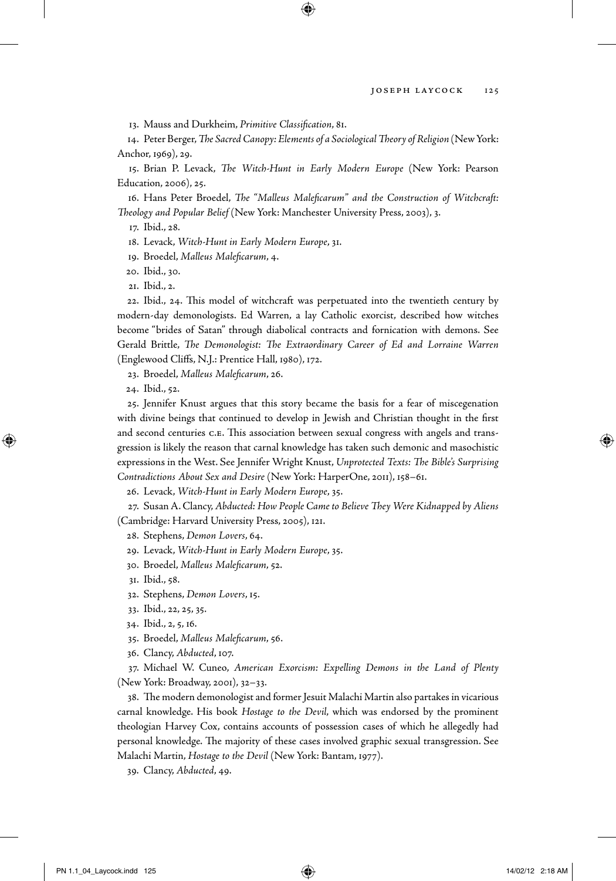13. Mauss and Durkheim, *Primitive Classification*, 81.

14. Peter Berger, *The Sacred Canopy: Elements of a Sociological Theory of Religion* (New York: Anchor, 1969), 29.

15. Brian P. Levack, *The Witch-Hunt in Early Modern Europe* (New York: Pearson Education, 2006), 25.

16. Hans Peter Broedel, *The "Malleus Maleficarum" and the Construction of Witchcraft: Theology and Popular Belief* (New York: Manchester University Press, 2003), 3.

17. Ibid., 28.

18. Levack, *Witch-Hunt in Early Modern Europe*, 31.

19. Broedel, *Malleus Maleficarum*, 4.

20. Ibid., 30.

21. Ibid., 2.

22. Ibid., 24. This model of witchcraft was perpetuated into the twentieth century by modern-day demonologists. Ed Warren, a lay Catholic exorcist, described how witches become "brides of Satan" through diabolical contracts and fornication with demons. See Gerald Brittle, *The Demonologist: The Extraordinary Career of Ed and Lorraine Warren* (Englewood Cliffs, N.J.: Prentice Hall, 1980), 172.

23. Broedel, *Malleus Maleficarum*, 26.

24. Ibid., 52.

25. Jennifer Knust argues that this story became the basis for a fear of miscegenation with divine beings that continued to develop in Jewish and Christian thought in the first and second centuries C.E. This association between sexual congress with angels and transgression is likely the reason that carnal knowledge has taken such demonic and masochistic expressions in the West. See Jennifer Wright Knust, *Unprotected Texts: The Bible's Surprising Contradictions About Sex and Desire* (New York: HarperOne, 2011), 158–61.

26. Levack, *Witch-Hunt in Early Modern Europe*, 35.

27. Susan A. Clancy, *Abducted: How People Came to Believe They Were Kidnapped by Aliens* (Cambridge: Harvard University Press, 2005), 121.

28. Stephens, *Demon Lovers*, 64.

29. Levack, *Witch-Hunt in Early Modern Europe*, 35.

30. Broedel, *Malleus Maleficarum*, 52.

31. Ibid., 58.

32. Stephens, *Demon Lovers*, 15.

33. Ibid., 22, 25, 35.

34. Ibid., 2, 5, 16.

35. Broedel, *Malleus Maleficarum*, 56.

36. Clancy, *Abducted*, 107.

37. Michael W. Cuneo, *American Exorcism: Expelling Demons in the Land of Plenty* (New York: Broadway, 2001), 32–33.

38. The modern demonologist and former Jesuit Malachi Martin also partakes in vicarious carnal knowledge. His book *Hostage to the Devil*, which was endorsed by the prominent theologian Harvey Cox, contains accounts of possession cases of which he allegedly had personal knowledge. The majority of these cases involved graphic sexual transgression. See Malachi Martin, *Hostage to the Devil* (New York: Bantam, 1977).

39. Clancy, *Abducted*, 49.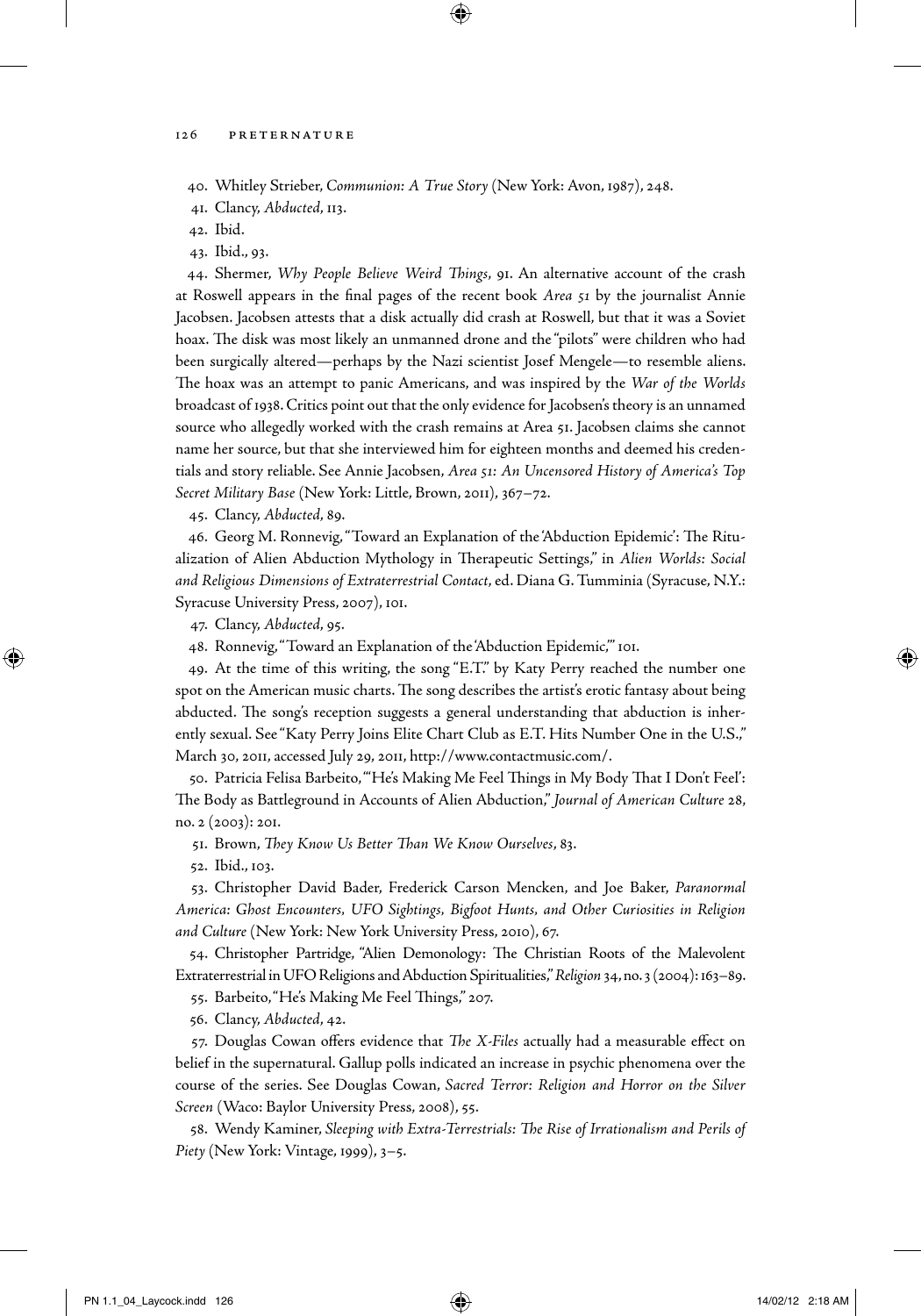40. Whitley Strieber, *Communion: A True Story* (New York: Avon, 1987), 248.

41. Clancy, *Abducted*, 113.

42. Ibid.

43. Ibid., 93.

44. Shermer, *Why People Believe Weird Things*, 91. An alternative account of the crash at Roswell appears in the final pages of the recent book *Area 51* by the journalist Annie Jacobsen. Jacobsen attests that a disk actually did crash at Roswell, but that it was a Soviet hoax. The disk was most likely an unmanned drone and the "pilots" were children who had been surgically altered—perhaps by the Nazi scientist Josef Mengele—to resemble aliens. The hoax was an attempt to panic Americans, and was inspired by the *War of the Worlds* broadcast of 1938. Critics point out that the only evidence for Jacobsen's theory is an unnamed source who allegedly worked with the crash remains at Area 51. Jacobsen claims she cannot name her source, but that she interviewed him for eighteen months and deemed his credentials and story reliable. See Annie Jacobsen, *Area 51: An Uncensored History of America's Top Secret Military Base* (New York: Little, Brown, 2011), 367–72.

45. Clancy, *Abducted*, 89.

46. Georg M. Ronnevig, "Toward an Explanation of the 'Abduction Epidemic': The Ritualization of Alien Abduction Mythology in Therapeutic Settings," in *Alien Worlds: Social and Religious Dimensions of Extraterrestrial Contact*, ed. Diana G. Tumminia (Syracuse, N.Y.: Syracuse University Press, 2007), 101.

47. Clancy, *Abducted*, 95.

48. Ronnevig, "Toward an Explanation of the 'Abduction Epidemic,'" 101.

49. At the time of this writing, the song "E.T." by Katy Perry reached the number one spot on the American music charts. The song describes the artist's erotic fantasy about being abducted. The song's reception suggests a general understanding that abduction is inherently sexual. See "Katy Perry Joins Elite Chart Club as E.T. Hits Number One in the U.S.," March 30, 2011, accessed July 29, 2011, http://www.contactmusic.com/.

50. Patricia Felisa Barbeito, "'He's Making Me Feel Things in My Body That I Don't Feel': The Body as Battleground in Accounts of Alien Abduction," *Journal of American Culture* 28, no. 2 (2003): 201.

51. Brown, *They Know Us Better Than We Know Ourselves*, 83.

52. Ibid., 103.

53. Christopher David Bader, Frederick Carson Mencken, and Joe Baker, *Paranormal America: Ghost Encounters, UFO Sightings, Bigfoot Hunts, and Other Curiosities in Religion and Culture* (New York: New York University Press, 2010), 67.

54. Christopher Partridge, "Alien Demonology: The Christian Roots of the Malevolent Extraterrestrial in UFO Religions and Abduction Spiritualities," *Religion* 34, no. 3 (2004): 163–89.

55. Barbeito, "He's Making Me Feel Things," 207.

56. Clancy, *Abducted*, 42.

57. Douglas Cowan offers evidence that *The X-Files* actually had a measurable effect on belief in the supernatural. Gallup polls indicated an increase in psychic phenomena over the course of the series. See Douglas Cowan, *Sacred Terror: Religion and Horror on the Silver Screen* (Waco: Baylor University Press, 2008), 55.

58. Wendy Kaminer, *Sleeping with Extra-Terrestrials: The Rise of Irrationalism and Perils of Piety* (New York: Vintage, 1999), 3–5.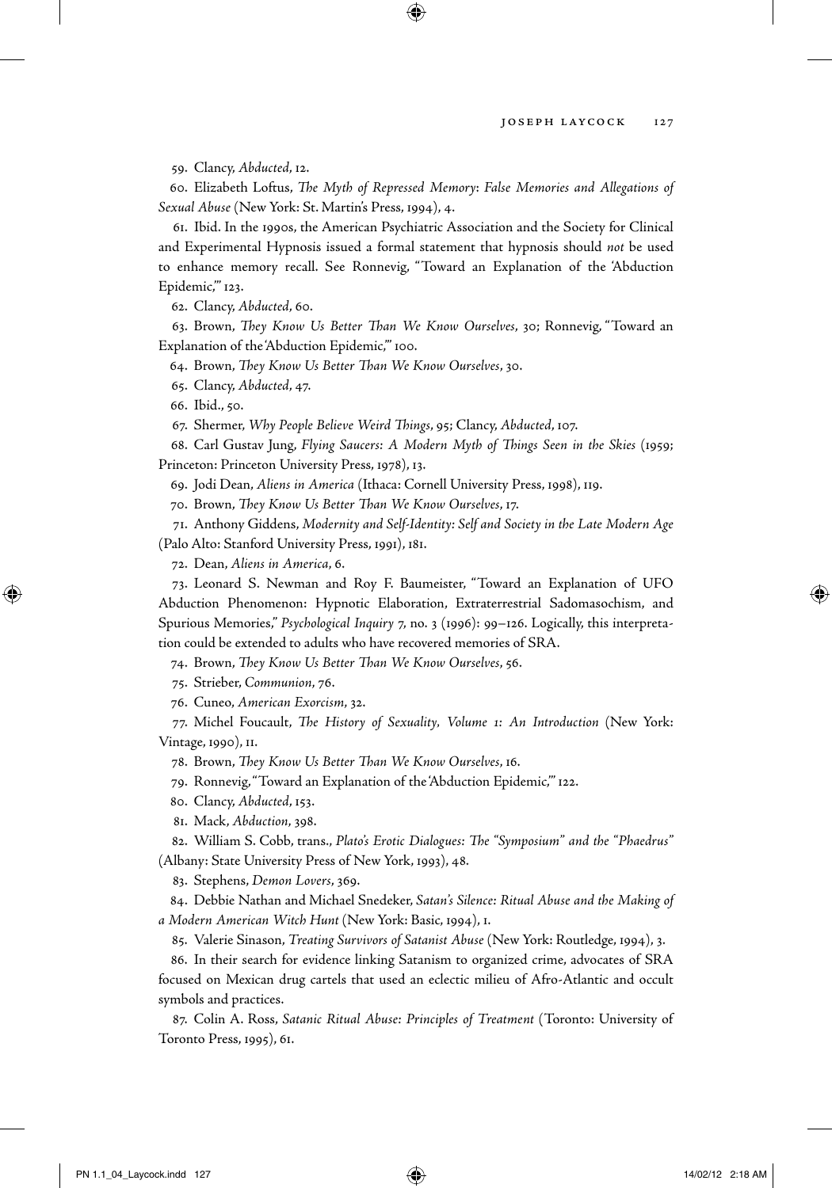59. Clancy, *Abducted*, 12.

60. Elizabeth Loftus, *The Myth of Repressed Memory: False Memories and Allegations of Sexual Abuse* (New York: St. Martin's Press, 1994), 4.

61. Ibid. In the 1990s, the American Psychiatric Association and the Society for Clinical and Experimental Hypnosis issued a formal statement that hypnosis should *not* be used to enhance memory recall. See Ronnevig, "Toward an Explanation of the 'Abduction Epidemic,'" 123.

62. Clancy, *Abducted*, 60.

63. Brown, *They Know Us Better Than We Know Ourselves*, 30; Ronnevig, "Toward an Explanation of the 'Abduction Epidemic,'" 100.

64. Brown, *They Know Us Better Than We Know Ourselves*, 30.

65. Clancy, *Abducted*, 47.

66. Ibid., 50.

67. Shermer, *Why People Believe Weird Things*, 95; Clancy, *Abducted*, 107.

68. Carl Gustav Jung, *Flying Saucers: A Modern Myth of Things Seen in the Skies* (1959; Princeton: Princeton University Press, 1978), 13.

69. Jodi Dean, *Aliens in America* (Ithaca: Cornell University Press, 1998), 119.

70. Brown, *They Know Us Better Than We Know Ourselves*, 17.

71. Anthony Giddens, *Modernity and Self-Identity: Self and Society in the Late Modern Age* (Palo Alto: Stanford University Press, 1991), 181.

72. Dean, *Aliens in America*, 6.

73. Leonard S. Newman and Roy F. Baumeister, "Toward an Explanation of UFO Abduction Phenomenon: Hypnotic Elaboration, Extraterrestrial Sadomasochism, and Spurious Memories," *Psychological Inquiry* 7, no. 3 (1996): 99–126. Logically, this interpretation could be extended to adults who have recovered memories of SRA.

74. Brown, *They Know Us Better Than We Know Ourselves*, 56.

75. Strieber, *Communion*, 76.

76. Cuneo, *American Exorcism*, 32.

77. Michel Foucault, *The History of Sexuality, Volume 1: An Introduction* (New York: Vintage, 1990), 11.

78. Brown, *They Know Us Better Than We Know Ourselves*, 16.

79. Ronnevig, "Toward an Explanation of the 'Abduction Epidemic,'" 122.

80. Clancy, *Abducted*, 153.

81. Mack, *Abduction*, 398.

82. William S. Cobb, trans., *Plato's Erotic Dialogues: The "Symposium" and the "Phaedrus"* (Albany: State University Press of New York, 1993), 48.

83. Stephens, *Demon Lovers*, 369.

84. Debbie Nathan and Michael Snedeker, *Satan's Silence: Ritual Abuse and the Making of a Modern American Witch Hunt* (New York: Basic, 1994), 1.

85. Valerie Sinason, *Treating Survivors of Satanist Abuse* (New York: Routledge, 1994), 3.

86. In their search for evidence linking Satanism to organized crime, advocates of SRA focused on Mexican drug cartels that used an eclectic milieu of Afro-Atlantic and occult symbols and practices.

87. Colin A. Ross, *Satanic Ritual Abuse: Principles of Treatment* (Toronto: University of Toronto Press, 1995), 61.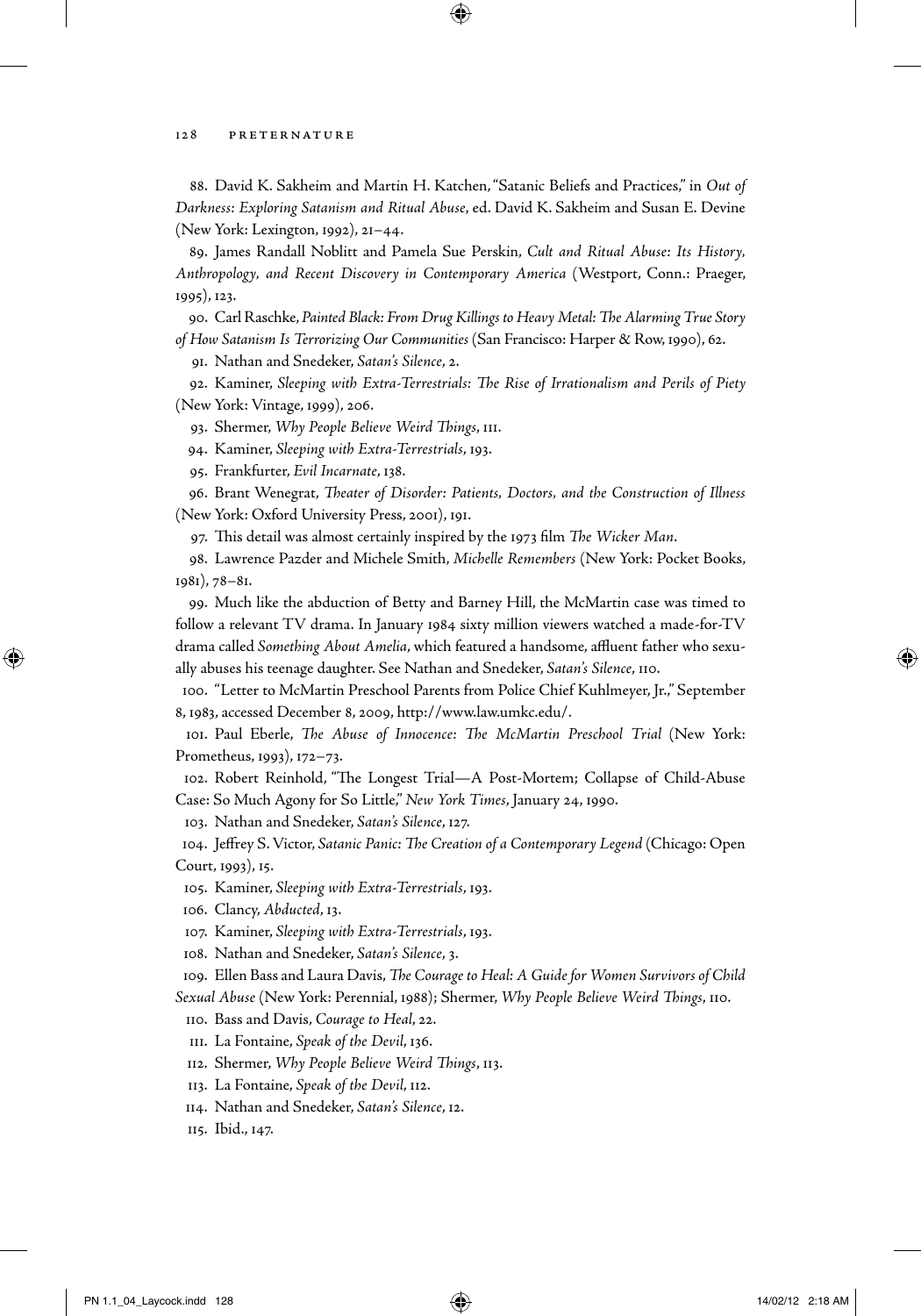88. David K. Sakheim and Martin H. Katchen, "Satanic Beliefs and Practices," in *Out of Darkness: Exploring Satanism and Ritual Abuse*, ed. David K. Sakheim and Susan E. Devine (New York: Lexington, 1992), 21–44.

89. James Randall Noblitt and Pamela Sue Perskin, *Cult and Ritual Abuse: Its History, Anthropology, and Recent Discovery in Contemporary America* (Westport, Conn.: Praeger, 1995), 123.

90. Carl Raschke, *Painted Black: From Drug Killings to Heavy Metal: The Alarming True Story of How Satanism Is Terrorizing Our Communities* (San Francisco: Harper & Row, 1990), 62.

91. Nathan and Snedeker, *Satan's Silence*, 2.

92. Kaminer, *Sleeping with Extra-Terrestrials: The Rise of Irrationalism and Perils of Piety* (New York: Vintage, 1999), 206.

93. Shermer, *Why People Believe Weird Things*, 111.

94. Kaminer, *Sleeping with Extra-Terrestrials*, 193.

95. Frankfurter, *Evil Incarnate*, 138.

96. Brant Wenegrat, *Theater of Disorder: Patients, Doctors, and the Construction of Illness* (New York: Oxford University Press, 2001), 191.

97. This detail was almost certainly inspired by the 1973 film *The Wicker Man*.

98. Lawrence Pazder and Michele Smith, *Michelle Remembers* (New York: Pocket Books, 1981), 78–81.

99. Much like the abduction of Betty and Barney Hill, the McMartin case was timed to follow a relevant TV drama. In January 1984 sixty million viewers watched a made-for-TV drama called *Something About Amelia*, which featured a handsome, affluent father who sexually abuses his teenage daughter. See Nathan and Snedeker, *Satan's Silence*, 110.

100. "Letter to McMartin Preschool Parents from Police Chief Kuhlmeyer, Jr.," September 8, 1983, accessed December 8, 2009, http://www.law.umkc.edu/.

101. Paul Eberle, *The Abuse of Innocence: The McMartin Preschool Trial* (New York: Prometheus, 1993), 172–73.

102. Robert Reinhold, "The Longest Trial—A Post-Mortem; Collapse of Child-Abuse Case: So Much Agony for So Little," *New York Times*, January 24, 1990.

103. Nathan and Snedeker, *Satan's Silence*, 127.

104. Jeffrey S. Victor, *Satanic Panic: The Creation of a Contemporary Legend* (Chicago: Open Court, 1993), 15.

105. Kaminer, *Sleeping with Extra-Terrestrials*, 193.

106. Clancy, *Abducted*, 13.

107. Kaminer, *Sleeping with Extra-Terrestrials*, 193.

108. Nathan and Snedeker, *Satan's Silence*, 3.

109. Ellen Bass and Laura Davis, *The Courage to Heal: A Guide for Women Survivors of Child Sexual Abuse* (New York: Perennial, 1988); Shermer, *Why People Believe Weird Things*, 110.

110. Bass and Davis, *Courage to Heal*, 22.

111. La Fontaine, *Speak of the Devil*, 136.

112. Shermer, *Why People Believe Weird Things*, 113.

113. La Fontaine, *Speak of the Devil*, 112.

114. Nathan and Snedeker, *Satan's Silence*, 12.

115. Ibid., 147.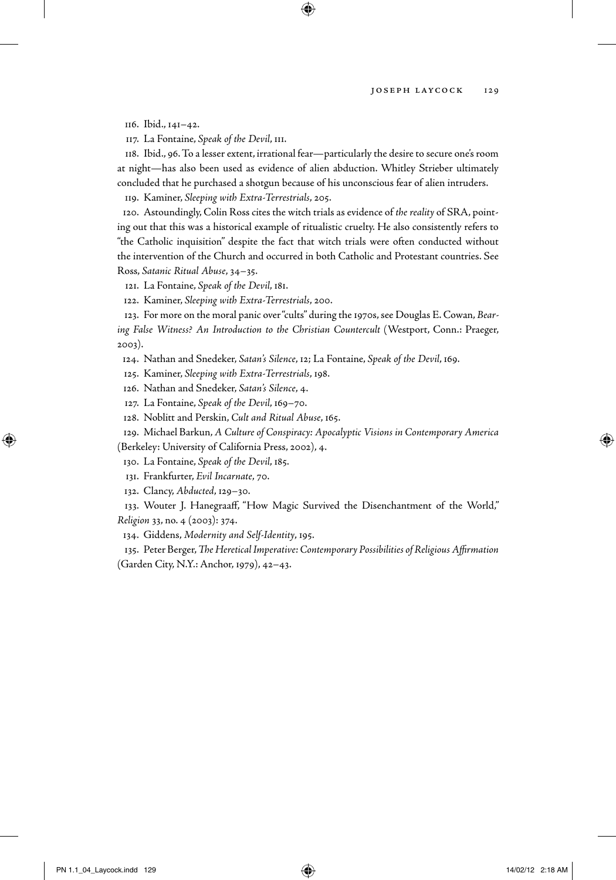116. Ibid., 141–42.

117. La Fontaine, *Speak of the Devil*, 111.

118. Ibid., 96. To a lesser extent, irrational fear—particularly the desire to secure one's room at night—has also been used as evidence of alien abduction. Whitley Strieber ultimately concluded that he purchased a shotgun because of his unconscious fear of alien intruders.

119. Kaminer, *Sleeping with Extra-Terrestrials*, 205.

120. Astoundingly, Colin Ross cites the witch trials as evidence of *the reality* of SRA, pointing out that this was a historical example of ritualistic cruelty. He also consistently refers to "the Catholic inquisition" despite the fact that witch trials were often conducted without the intervention of the Church and occurred in both Catholic and Protestant countries. See Ross, *Satanic Ritual Abuse*, 34–35.

121. La Fontaine, *Speak of the Devil*, 181.

122. Kaminer, *Sleeping with Extra-Terrestrials*, 200.

123. For more on the moral panic over "cults" during the 1970s, see Douglas E. Cowan, *Bearing False Witness? An Introduction to the Christian Countercult* (Westport, Conn.: Praeger, 2003).

124. Nathan and Snedeker, *Satan's Silence*, 12; La Fontaine, *Speak of the Devil*, 169.

125. Kaminer, *Sleeping with Extra-Terrestrials*, 198.

126. Nathan and Snedeker, *Satan's Silence*, 4.

127. La Fontaine, *Speak of the Devil*, 169–70.

128. Noblitt and Perskin, *Cult and Ritual Abuse*, 165.

129. Michael Barkun, *A Culture of Conspiracy: Apocalyptic Visions in Contemporary America* (Berkeley: University of California Press, 2002), 4.

130. La Fontaine, *Speak of the Devil*, 185.

131. Frankfurter, *Evil Incarnate*, 70.

132. Clancy, *Abducted*, 129–30.

133. Wouter J. Hanegraaff, "How Magic Survived the Disenchantment of the World," *Religion* 33, no. 4 (2003): 374.

134. Giddens, *Modernity and Self-Identity*, 195.

135. Peter Berger, *The Heretical Imperative: Contemporary Possibilities of Religious Affirmation* (Garden City, N.Y.: Anchor, 1979), 42–43.